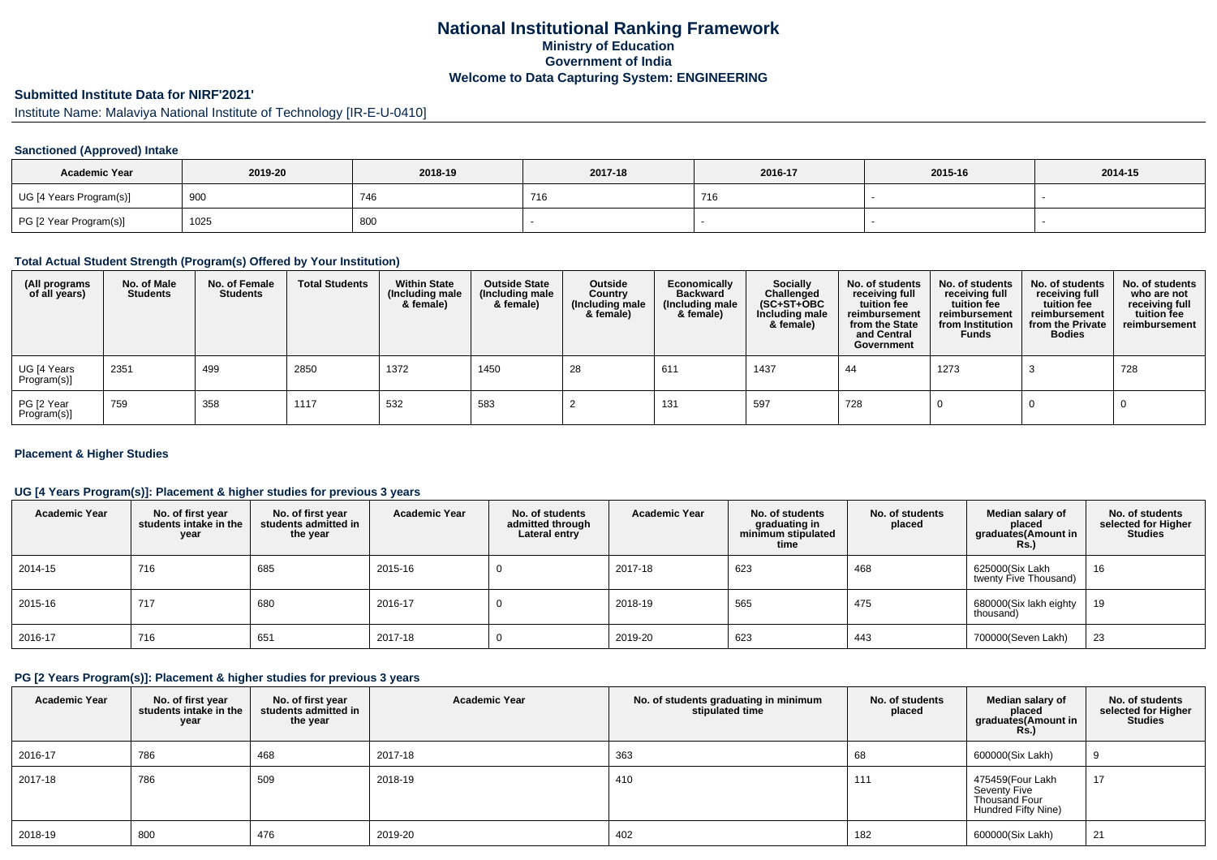# National Institutional Ranking Framework

## Ministry of Education

## Government of India

## Welcome to Data Capturing System: ENGINEERING

### Submitted Institute Data for NIRF'2021'

Institute Name: Malaviya National Institute of Technology [IR-E-U-0410]

#### Sanctioned (Approved) Intake

| Academic Year | 2019-20 | 2018-19 | 2017-18 | 2016-17 | 2015-16 | 2014-15 |
|---|---|---|---|---|---|---|
| UG [4 Years Program(s)] | 900 | 746 | 716 | 716 | - | - |
| PG [2 Year Program(s)] | 1025 | 800 | - | - | - | - |

#### Total Actual Student Strength (Program(s) Offered by Your Institution)

| (All programs of all years) | No. of Male Students | No. of Female Students | Total Students | Within State (Including male & female) | Outside State (Including male & female) | Outside Country (Including male & female) | Economically Backward (Including male & female) | Socially Challenged (SC+ST+OBC Including male & female) | No. of students receiving full tuition fee reimbursement from the State and Central Government | No. of students receiving full tuition fee reimbursement from Institution Funds | No. of students receiving full tuition fee reimbursement from the Private Bodies | No. of students who are not receiving full tuition fee reimbursement |
|---|---|---|---|---|---|---|---|---|---|---|---|---|
| UG [4 Years Program(s)] | 2351 | 499 | 2850 | 1372 | 1450 | 28 | 611 | 1437 | 44 | 1273 | 3 | 728 |
| PG [2 Year Program(s)] | 759 | 358 | 1117 | 532 | 583 | 2 | 131 | 597 | 728 | 0 | 0 | 0 |

#### Placement & Higher Studies

#### UG [4 Years Program(s)]: Placement & higher studies for previous 3 years

| Academic Year | No. of first year students intake in the year | No. of first year students admitted in the year | Academic Year | No. of students admitted through Lateral entry | Academic Year | No. of students graduating in minimum stipulated time | No. of students placed | Median salary of placed graduates(Amount in Rs.) | No. of students selected for Higher Studies |
|---|---|---|---|---|---|---|---|---|---|
| 2014-15 | 716 | 685 | 2015-16 | 0 | 2017-18 | 623 | 468 | 625000(Six Lakh twenty Five Thousand) | 16 |
| 2015-16 | 717 | 680 | 2016-17 | 0 | 2018-19 | 565 | 475 | 680000(Six lakh eighty thousand) | 19 |
| 2016-17 | 716 | 651 | 2017-18 | 0 | 2019-20 | 623 | 443 | 700000(Seven Lakh) | 23 |

#### PG [2 Years Program(s)]: Placement & higher studies for previous 3 years

| Academic Year | No. of first year students intake in the year | No. of first year students admitted in the year | Academic Year | No. of students graduating in minimum stipulated time | No. of students placed | Median salary of placed graduates(Amount in Rs.) | No. of students selected for Higher Studies |
|---|---|---|---|---|---|---|---|
| 2016-17 | 786 | 468 | 2017-18 | 363 | 68 | 600000(Six Lakh) | 9 |
| 2017-18 | 786 | 509 | 2018-19 | 410 | 111 | 475459(Four Lakh Seventy Five Thousand Four Hundred Fifty Nine) | 17 |
| 2018-19 | 800 | 476 | 2019-20 | 402 | 182 | 600000(Six Lakh) | 21 |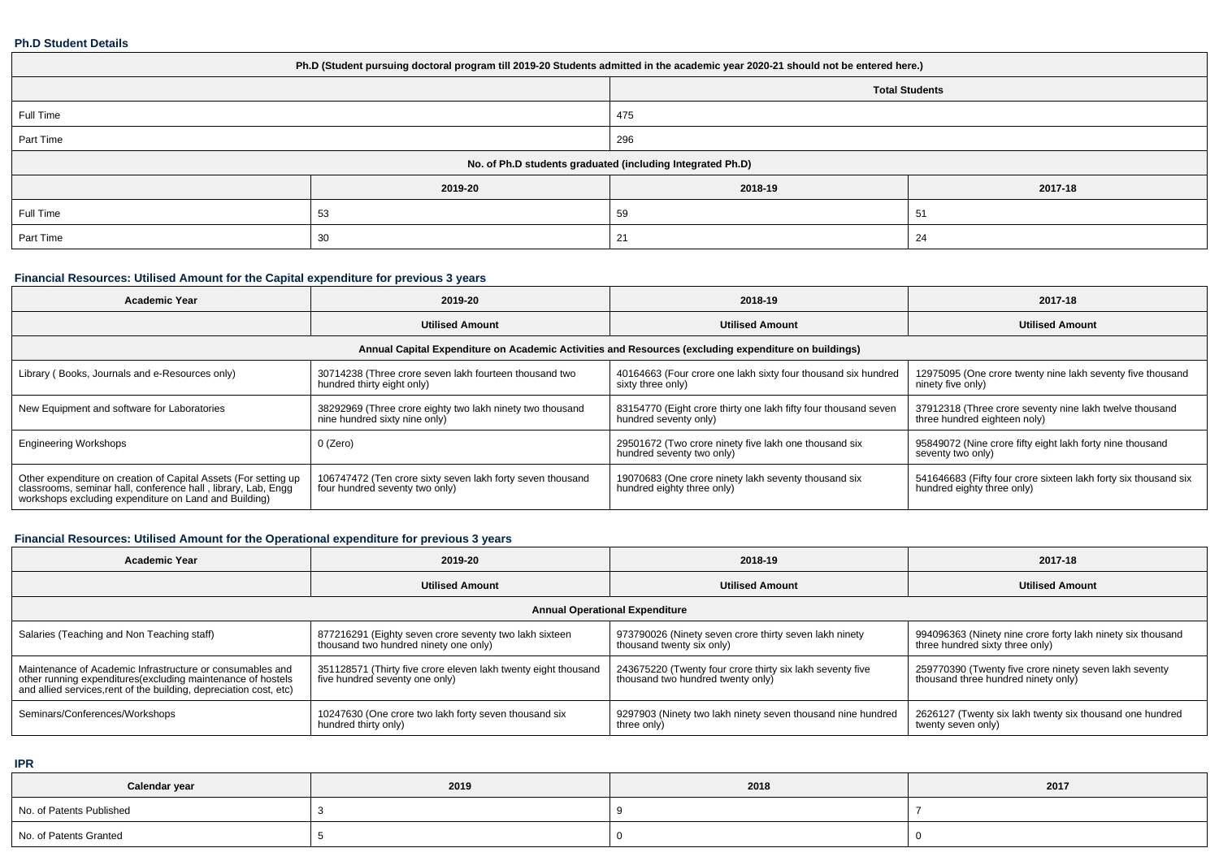### Ph.D Student Details

| Ph.D (Student pursuing doctoral program till 2019-20 Students admitted in the academic year 2020-21 should not be entered here.) | | | |
|---|---|---|---|
| | Total Students | | |
| Full Time | 475 | | |
| Part Time | 296 | | |
| No. of Ph.D students graduated (including Integrated Ph.D) | | | |
| | 2019-20 | 2018-19 | 2017-18 |
| Full Time | 53 | 59 | 51 |
| Part Time | 30 | 21 | 24 |

### Financial Resources: Utilised Amount for the Capital expenditure for previous 3 years

| Academic Year | 2019-20 | 2018-19 | 2017-18 |
|---|---|---|---|
| | Utilised Amount | Utilised Amount | Utilised Amount |
| Annual Capital Expenditure on Academic Activities and Resources (excluding expenditure on buildings) | | | |
| Library ( Books, Journals and e-Resources only) | 30714238 (Three crore seven lakh fourteen thousand two hundred thirty eight only) | 40164663 (Four crore one lakh sixty four thousand six hundred sixty three only) | 12975095 (One crore twenty nine lakh seventy five thousand ninety five only) |
| New Equipment and software for Laboratories | 38292969 (Three crore eighty two lakh ninety two thousand nine hundred sixty nine only) | 83154770 (Eight crore thirty one lakh fifty four thousand seven hundred seventy only) | 37912318 (Three crore seventy nine lakh twelve thousand three hundred eighteen noly) |
| Engineering Workshops | 0 (Zero) | 29501672 (Two crore ninety five lakh one thousand six hundred seventy two only) | 95849072 (Nine crore fifty eight lakh forty nine thousand seventy two only) |
| Other expenditure on creation of Capital Assets (For setting up classrooms, seminar hall, conference hall , library, Lab, Engg workshops excluding expenditure on Land and Building) | 106747472 (Ten crore sixty seven lakh forty seven thousand four hundred seventy two only) | 19070683 (One crore ninety lakh seventy thousand six hundred eighty three only) | 541646683 (Fifty four crore sixteen lakh forty six thousand six hundred eighty three only) |

### Financial Resources: Utilised Amount for the Operational expenditure for previous 3 years

| Academic Year | 2019-20 | 2018-19 | 2017-18 |
|---|---|---|---|
| | Utilised Amount | Utilised Amount | Utilised Amount |
| Annual Operational Expenditure | | | |
| Salaries (Teaching and Non Teaching staff) | 877216291 (Eighty seven crore seventy two lakh sixteen thousand two hundred ninety one only) | 973790026 (Ninety seven crore thirty seven lakh ninety thousand twenty six only) | 994096363 (Ninety nine crore forty lakh ninety six thousand three hundred sixty three only) |
| Maintenance of Academic Infrastructure or consumables and other running expenditures(excluding maintenance of hostels and allied services,rent of the building, depreciation cost, etc) | 351128571 (Thirty five crore eleven lakh twenty eight thousand five hundred seventy one only) | 243675220 (Twenty four crore thirty six lakh seventy five thousand two hundred twenty only) | 259770390 (Twenty five crore ninety seven lakh seventy thousand three hundred ninety only) |
| Seminars/Conferences/Workshops | 10247630 (One crore two lakh forty seven thousand six hundred thirty only) | 9297903 (Ninety two lakh ninety seven thousand nine hundred three only) | 2626127 (Twenty six lakh twenty six thousand one hundred twenty seven only) |

### IPR

| Calendar year | 2019 | 2018 | 2017 |
|---|---|---|---|
| No. of Patents Published | 3 | 9 | 7 |
| No. of Patents Granted | 5 | 0 | 0 |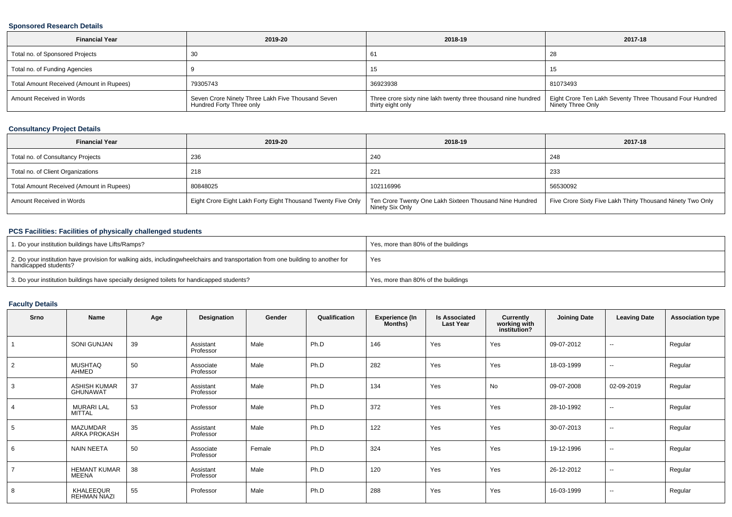### Sponsored Research Details

| Financial Year | 2019-20 | 2018-19 | 2017-18 |
|---|---|---|---|
| Total no. of Sponsored Projects | 30 | 61 | 28 |
| Total no. of Funding Agencies | 9 | 15 | 15 |
| Total Amount Received (Amount in Rupees) | 79305743 | 36923938 | 81073493 |
| Amount Received in Words | Seven Crore Ninety Three Lakh Five Thousand Seven Hundred Forty Three only | Three crore sixty nine lakh twenty three thousand nine hundred thirty eight only | Eight Crore Ten Lakh Seventy Three Thousand Four Hundred Ninety Three Only |

### Consultancy Project Details

| Financial Year | 2019-20 | 2018-19 | 2017-18 |
|---|---|---|---|
| Total no. of Consultancy Projects | 236 | 240 | 248 |
| Total no. of Client Organizations | 218 | 221 | 233 |
| Total Amount Received (Amount in Rupees) | 80848025 | 102116996 | 56530092 |
| Amount Received in Words | Eight Crore Eight Lakh Forty Eight Thousand Twenty Five Only | Ten Crore Twenty One Lakh Sixteen Thousand Nine Hundred Ninety Six Only | Five Crore Sixty Five Lakh Thirty Thousand Ninety Two Only |

### PCS Facilities: Facilities of physically challenged students

| | |
|---|---|
| 1. Do your institution buildings have Lifts/Ramps? | Yes, more than 80% of the buildings |
| 2. Do your institution have provision for walking aids, includingwheelchairs and transportation from one building to another for handicapped students? | Yes |
| 3. Do your institution buildings have specially designed toilets for handicapped students? | Yes, more than 80% of the buildings |

### Faculty Details

| Srno | Name | Age | Designation | Gender | Qualification | Experience (In Months) | Is Associated Last Year | Currently working with institution? | Joining Date | Leaving Date | Association type |
|---|---|---|---|---|---|---|---|---|---|---|---|
| 1 | SONI GUNJAN | 39 | Assistant Professor | Male | Ph.D | 146 | Yes | Yes | 09-07-2012 | -- | Regular |
| 2 | MUSHTAQ AHMED | 50 | Associate Professor | Male | Ph.D | 282 | Yes | Yes | 18-03-1999 | -- | Regular |
| 3 | ASHISH KUMAR GHUNAWAT | 37 | Assistant Professor | Male | Ph.D | 134 | Yes | No | 09-07-2008 | 02-09-2019 | Regular |
| 4 | MURARI LAL MITTAL | 53 | Professor | Male | Ph.D | 372 | Yes | Yes | 28-10-1992 | -- | Regular |
| 5 | MAZUMDAR ARKA PROKASH | 35 | Assistant Professor | Male | Ph.D | 122 | Yes | Yes | 30-07-2013 | -- | Regular |
| 6 | NAIN NEETA | 50 | Associate Professor | Female | Ph.D | 324 | Yes | Yes | 19-12-1996 | -- | Regular |
| 7 | HEMANT KUMAR MEENA | 38 | Assistant Professor | Male | Ph.D | 120 | Yes | Yes | 26-12-2012 | -- | Regular |
| 8 | KHALEEQUR REHMAN NIAZI | 55 | Professor | Male | Ph.D | 288 | Yes | Yes | 16-03-1999 | -- | Regular |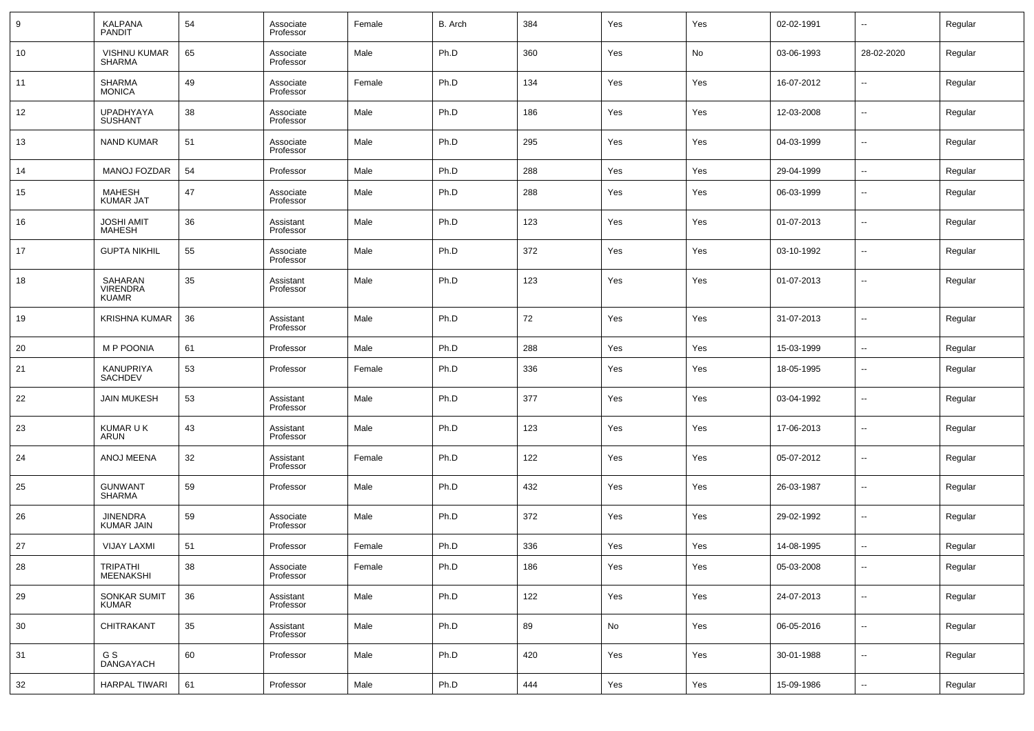| 9 | KALPANA PANDIT | 54 | Associate Professor | Female | B. Arch | 384 | Yes | Yes | 02-02-1991 | -- | Regular |
|---|---|---|---|---|---|---|---|---|---|---|---|
| 10 | VISHNU KUMAR SHARMA | 65 | Associate Professor | Male | Ph.D | 360 | Yes | No | 03-06-1993 | 28-02-2020 | Regular |
| 11 | SHARMA MONICA | 49 | Associate Professor | Female | Ph.D | 134 | Yes | Yes | 16-07-2012 | -- | Regular |
| 12 | UPADHYAYA SUSHANT | 38 | Associate Professor | Male | Ph.D | 186 | Yes | Yes | 12-03-2008 | -- | Regular |
| 13 | NAND KUMAR | 51 | Associate Professor | Male | Ph.D | 295 | Yes | Yes | 04-03-1999 | -- | Regular |
| 14 | MANOJ FOZDAR | 54 | Professor | Male | Ph.D | 288 | Yes | Yes | 29-04-1999 | -- | Regular |
| 15 | MAHESH KUMAR JAT | 47 | Associate Professor | Male | Ph.D | 288 | Yes | Yes | 06-03-1999 | -- | Regular |
| 16 | JOSHI AMIT MAHESH | 36 | Assistant Professor | Male | Ph.D | 123 | Yes | Yes | 01-07-2013 | -- | Regular |
| 17 | GUPTA NIKHIL | 55 | Associate Professor | Male | Ph.D | 372 | Yes | Yes | 03-10-1992 | -- | Regular |
| 18 | SAHARAN VIRENDRA KUAMR | 35 | Assistant Professor | Male | Ph.D | 123 | Yes | Yes | 01-07-2013 | -- | Regular |
| 19 | KRISHNA KUMAR | 36 | Assistant Professor | Male | Ph.D | 72 | Yes | Yes | 31-07-2013 | -- | Regular |
| 20 | M P POONIA | 61 | Professor | Male | Ph.D | 288 | Yes | Yes | 15-03-1999 | -- | Regular |
| 21 | KANUPRIYA SACHDEV | 53 | Professor | Female | Ph.D | 336 | Yes | Yes | 18-05-1995 | -- | Regular |
| 22 | JAIN MUKESH | 53 | Assistant Professor | Male | Ph.D | 377 | Yes | Yes | 03-04-1992 | -- | Regular |
| 23 | KUMAR U K ARUN | 43 | Assistant Professor | Male | Ph.D | 123 | Yes | Yes | 17-06-2013 | -- | Regular |
| 24 | ANOJ MEENA | 32 | Assistant Professor | Female | Ph.D | 122 | Yes | Yes | 05-07-2012 | -- | Regular |
| 25 | GUNWANT SHARMA | 59 | Professor | Male | Ph.D | 432 | Yes | Yes | 26-03-1987 | -- | Regular |
| 26 | JINENDRA KUMAR JAIN | 59 | Associate Professor | Male | Ph.D | 372 | Yes | Yes | 29-02-1992 | -- | Regular |
| 27 | VIJAY LAXMI | 51 | Professor | Female | Ph.D | 336 | Yes | Yes | 14-08-1995 | -- | Regular |
| 28 | TRIPATHI MEENAKSHI | 38 | Associate Professor | Female | Ph.D | 186 | Yes | Yes | 05-03-2008 | -- | Regular |
| 29 | SONKAR SUMIT KUMAR | 36 | Assistant Professor | Male | Ph.D | 122 | Yes | Yes | 24-07-2013 | -- | Regular |
| 30 | CHITRAKANT | 35 | Assistant Professor | Male | Ph.D | 89 | No | Yes | 06-05-2016 | -- | Regular |
| 31 | G S DANGAYACH | 60 | Professor | Male | Ph.D | 420 | Yes | Yes | 30-01-1988 | -- | Regular |
| 32 | HARPAL TIWARI | 61 | Professor | Male | Ph.D | 444 | Yes | Yes | 15-09-1986 | -- | Regular |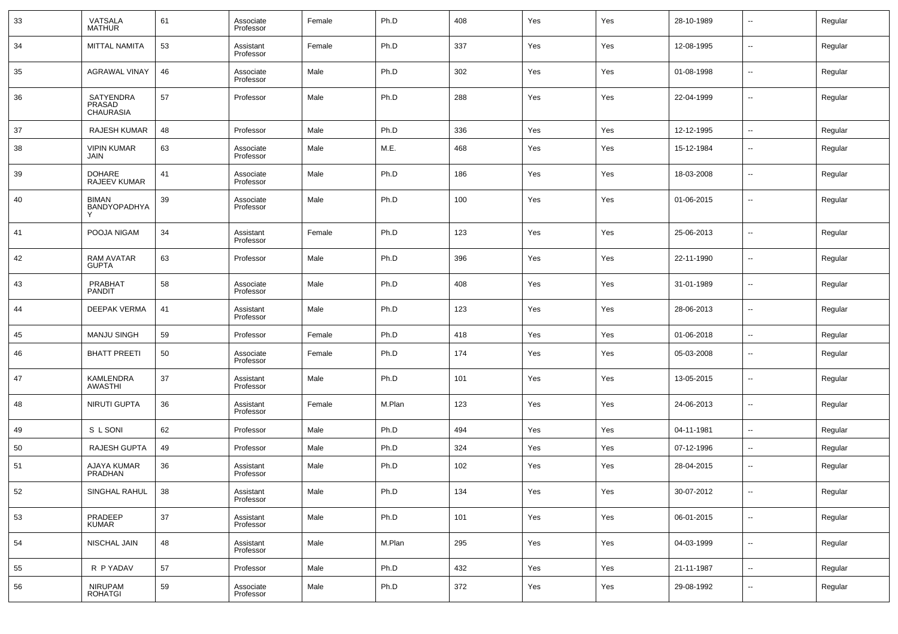| 33 | VATSALA MATHUR | 61 | Associate Professor | Female | Ph.D | 408 | Yes | Yes | 28-10-1989 | -- | Regular |
|---|---|---|---|---|---|---|---|---|---|---|---|
| 34 | MITTAL NAMITA | 53 | Assistant Professor | Female | Ph.D | 337 | Yes | Yes | 12-08-1995 | -- | Regular |
| 35 | AGRAWAL VINAY | 46 | Associate Professor | Male | Ph.D | 302 | Yes | Yes | 01-08-1998 | -- | Regular |
| 36 | SATYENDRA PRASAD CHAURASIA | 57 | Professor | Male | Ph.D | 288 | Yes | Yes | 22-04-1999 | -- | Regular |
| 37 | RAJESH KUMAR | 48 | Professor | Male | Ph.D | 336 | Yes | Yes | 12-12-1995 | -- | Regular |
| 38 | VIPIN KUMAR JAIN | 63 | Associate Professor | Male | M.E. | 468 | Yes | Yes | 15-12-1984 | -- | Regular |
| 39 | DOHARE RAJEEV KUMAR | 41 | Associate Professor | Male | Ph.D | 186 | Yes | Yes | 18-03-2008 | -- | Regular |
| 40 | BIMAN BANDYOPADHYAY | 39 | Associate Professor | Male | Ph.D | 100 | Yes | Yes | 01-06-2015 | -- | Regular |
| 41 | POOJA NIGAM | 34 | Assistant Professor | Female | Ph.D | 123 | Yes | Yes | 25-06-2013 | -- | Regular |
| 42 | RAM AVATAR GUPTA | 63 | Professor | Male | Ph.D | 396 | Yes | Yes | 22-11-1990 | -- | Regular |
| 43 | PRABHAT PANDIT | 58 | Associate Professor | Male | Ph.D | 408 | Yes | Yes | 31-01-1989 | -- | Regular |
| 44 | DEEPAK VERMA | 41 | Assistant Professor | Male | Ph.D | 123 | Yes | Yes | 28-06-2013 | -- | Regular |
| 45 | MANJU SINGH | 59 | Professor | Female | Ph.D | 418 | Yes | Yes | 01-06-2018 | -- | Regular |
| 46 | BHATT PREETI | 50 | Associate Professor | Female | Ph.D | 174 | Yes | Yes | 05-03-2008 | -- | Regular |
| 47 | KAMLENDRA AWASTHI | 37 | Assistant Professor | Male | Ph.D | 101 | Yes | Yes | 13-05-2015 | -- | Regular |
| 48 | NIRUTI GUPTA | 36 | Assistant Professor | Female | M.Plan | 123 | Yes | Yes | 24-06-2013 | -- | Regular |
| 49 | S L SONI | 62 | Professor | Male | Ph.D | 494 | Yes | Yes | 04-11-1981 | -- | Regular |
| 50 | RAJESH GUPTA | 49 | Professor | Male | Ph.D | 324 | Yes | Yes | 07-12-1996 | -- | Regular |
| 51 | AJAYA KUMAR PRADHAN | 36 | Assistant Professor | Male | Ph.D | 102 | Yes | Yes | 28-04-2015 | -- | Regular |
| 52 | SINGHAL RAHUL | 38 | Assistant Professor | Male | Ph.D | 134 | Yes | Yes | 30-07-2012 | -- | Regular |
| 53 | PRADEEP KUMAR | 37 | Assistant Professor | Male | Ph.D | 101 | Yes | Yes | 06-01-2015 | -- | Regular |
| 54 | NISCHAL JAIN | 48 | Assistant Professor | Male | M.Plan | 295 | Yes | Yes | 04-03-1999 | -- | Regular |
| 55 | R P YADAV | 57 | Professor | Male | Ph.D | 432 | Yes | Yes | 21-11-1987 | -- | Regular |
| 56 | NIRUPAM ROHATGI | 59 | Associate Professor | Male | Ph.D | 372 | Yes | Yes | 29-08-1992 | -- | Regular |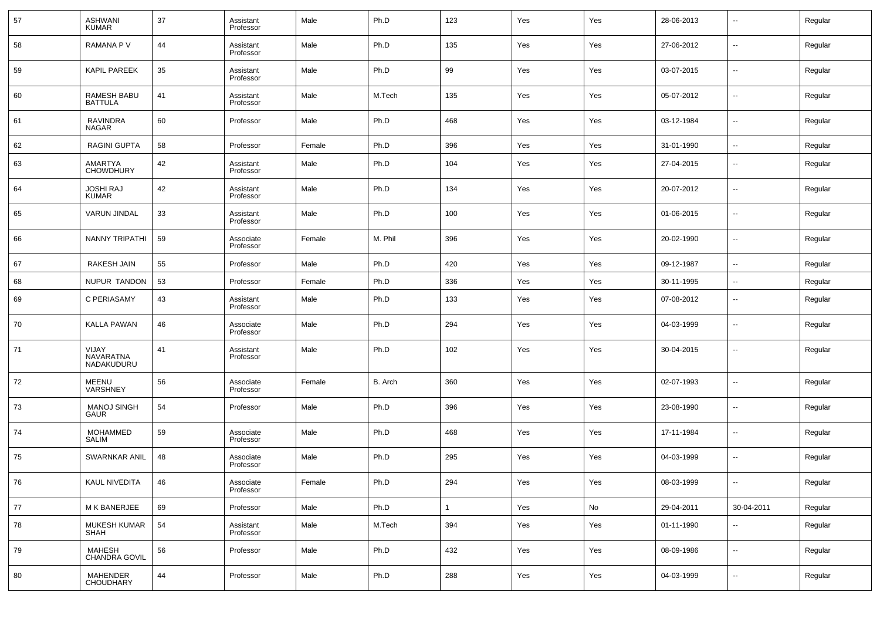| 57 | ASHWANI KUMAR | 37 | Assistant Professor | Male | Ph.D | 123 | Yes | Yes | 28-06-2013 | -- | Regular |
|---|---|---|---|---|---|---|---|---|---|---|---|
| 58 | RAMANA P V | 44 | Assistant Professor | Male | Ph.D | 135 | Yes | Yes | 27-06-2012 | -- | Regular |
| 59 | KAPIL PAREEK | 35 | Assistant Professor | Male | Ph.D | 99 | Yes | Yes | 03-07-2015 | -- | Regular |
| 60 | RAMESH BABU BATTULA | 41 | Assistant Professor | Male | M.Tech | 135 | Yes | Yes | 05-07-2012 | -- | Regular |
| 61 | RAVINDRA NAGAR | 60 | Professor | Male | Ph.D | 468 | Yes | Yes | 03-12-1984 | -- | Regular |
| 62 | RAGINI GUPTA | 58 | Professor | Female | Ph.D | 396 | Yes | Yes | 31-01-1990 | -- | Regular |
| 63 | AMARTYA CHOWDHURY | 42 | Assistant Professor | Male | Ph.D | 104 | Yes | Yes | 27-04-2015 | -- | Regular |
| 64 | JOSHI RAJ KUMAR | 42 | Assistant Professor | Male | Ph.D | 134 | Yes | Yes | 20-07-2012 | -- | Regular |
| 65 | VARUN JINDAL | 33 | Assistant Professor | Male | Ph.D | 100 | Yes | Yes | 01-06-2015 | -- | Regular |
| 66 | NANNY TRIPATHI | 59 | Associate Professor | Female | M. Phil | 396 | Yes | Yes | 20-02-1990 | -- | Regular |
| 67 | RAKESH JAIN | 55 | Professor | Male | Ph.D | 420 | Yes | Yes | 09-12-1987 | -- | Regular |
| 68 | NUPUR TANDON | 53 | Professor | Female | Ph.D | 336 | Yes | Yes | 30-11-1995 | -- | Regular |
| 69 | C PERIASAMY | 43 | Assistant Professor | Male | Ph.D | 133 | Yes | Yes | 07-08-2012 | -- | Regular |
| 70 | KALLA PAWAN | 46 | Associate Professor | Male | Ph.D | 294 | Yes | Yes | 04-03-1999 | -- | Regular |
| 71 | VIJAY NAVARATNA NADAKUDURU | 41 | Assistant Professor | Male | Ph.D | 102 | Yes | Yes | 30-04-2015 | -- | Regular |
| 72 | MEENU VARSHNEY | 56 | Associate Professor | Female | B. Arch | 360 | Yes | Yes | 02-07-1993 | -- | Regular |
| 73 | MANOJ SINGH GAUR | 54 | Professor | Male | Ph.D | 396 | Yes | Yes | 23-08-1990 | -- | Regular |
| 74 | MOHAMMED SALIM | 59 | Associate Professor | Male | Ph.D | 468 | Yes | Yes | 17-11-1984 | -- | Regular |
| 75 | SWARNKAR ANIL | 48 | Associate Professor | Male | Ph.D | 295 | Yes | Yes | 04-03-1999 | -- | Regular |
| 76 | KAUL NIVEDITA | 46 | Associate Professor | Female | Ph.D | 294 | Yes | Yes | 08-03-1999 | -- | Regular |
| 77 | M K BANERJEE | 69 | Professor | Male | Ph.D | 1 | Yes | No | 29-04-2011 | 30-04-2011 | Regular |
| 78 | MUKESH KUMAR SHAH | 54 | Assistant Professor | Male | M.Tech | 394 | Yes | Yes | 01-11-1990 | -- | Regular |
| 79 | MAHESH CHANDRA GOVIL | 56 | Professor | Male | Ph.D | 432 | Yes | Yes | 08-09-1986 | -- | Regular |
| 80 | MAHENDER CHOUDHARY | 44 | Professor | Male | Ph.D | 288 | Yes | Yes | 04-03-1999 | -- | Regular |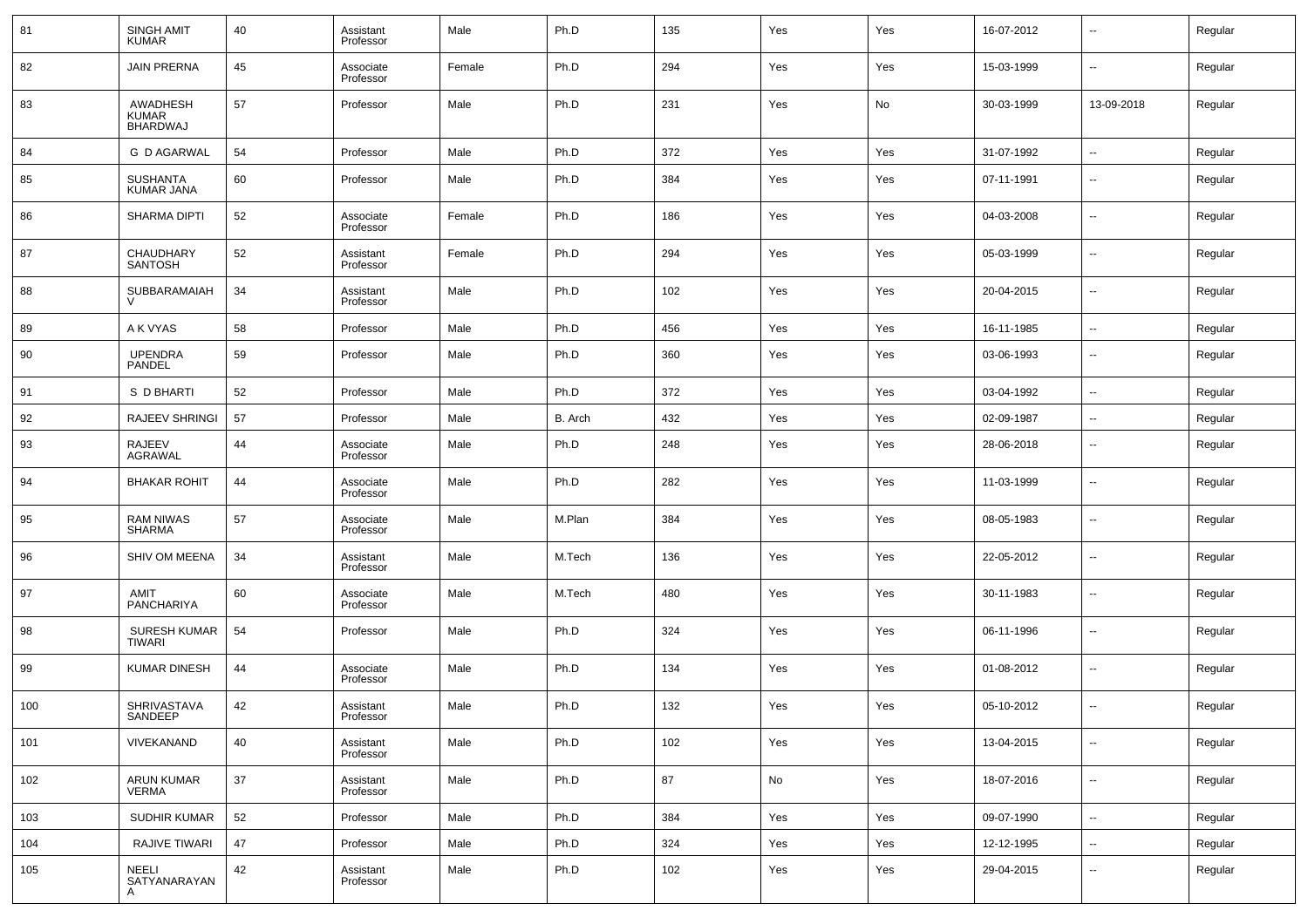| 81 | SINGH AMIT KUMAR | 40 | Assistant Professor | Male | Ph.D | 135 | Yes | Yes | 16-07-2012 | -- | Regular |
|---|---|---|---|---|---|---|---|---|---|---|---|
| 82 | JAIN PRERNA | 45 | Associate Professor | Female | Ph.D | 294 | Yes | Yes | 15-03-1999 | -- | Regular |
| 83 | AWADHESH KUMAR BHARDWAJ | 57 | Professor | Male | Ph.D | 231 | Yes | No | 30-03-1999 | 13-09-2018 | Regular |
| 84 | G D AGARWAL | 54 | Professor | Male | Ph.D | 372 | Yes | Yes | 31-07-1992 | -- | Regular |
| 85 | SUSHANTA KUMAR JANA | 60 | Professor | Male | Ph.D | 384 | Yes | Yes | 07-11-1991 | -- | Regular |
| 86 | SHARMA DIPTI | 52 | Associate Professor | Female | Ph.D | 186 | Yes | Yes | 04-03-2008 | -- | Regular |
| 87 | CHAUDHARY SANTOSH | 52 | Assistant Professor | Female | Ph.D | 294 | Yes | Yes | 05-03-1999 | -- | Regular |
| 88 | SUBBARAMAIAH V | 34 | Assistant Professor | Male | Ph.D | 102 | Yes | Yes | 20-04-2015 | -- | Regular |
| 89 | A K VYAS | 58 | Professor | Male | Ph.D | 456 | Yes | Yes | 16-11-1985 | -- | Regular |
| 90 | UPENDRA PANDEL | 59 | Professor | Male | Ph.D | 360 | Yes | Yes | 03-06-1993 | -- | Regular |
| 91 | S D BHARTI | 52 | Professor | Male | Ph.D | 372 | Yes | Yes | 03-04-1992 | -- | Regular |
| 92 | RAJEEV SHRINGI | 57 | Professor | Male | B. Arch | 432 | Yes | Yes | 02-09-1987 | -- | Regular |
| 93 | RAJEEV AGRAWAL | 44 | Associate Professor | Male | Ph.D | 248 | Yes | Yes | 28-06-2018 | -- | Regular |
| 94 | BHAKAR ROHIT | 44 | Associate Professor | Male | Ph.D | 282 | Yes | Yes | 11-03-1999 | -- | Regular |
| 95 | RAM NIWAS SHARMA | 57 | Associate Professor | Male | M.Plan | 384 | Yes | Yes | 08-05-1983 | -- | Regular |
| 96 | SHIV OM MEENA | 34 | Assistant Professor | Male | M.Tech | 136 | Yes | Yes | 22-05-2012 | -- | Regular |
| 97 | AMIT PANCHARIYA | 60 | Associate Professor | Male | M.Tech | 480 | Yes | Yes | 30-11-1983 | -- | Regular |
| 98 | SURESH KUMAR TIWARI | 54 | Professor | Male | Ph.D | 324 | Yes | Yes | 06-11-1996 | -- | Regular |
| 99 | KUMAR DINESH | 44 | Associate Professor | Male | Ph.D | 134 | Yes | Yes | 01-08-2012 | -- | Regular |
| 100 | SHRIVASTAVA SANDEEP | 42 | Assistant Professor | Male | Ph.D | 132 | Yes | Yes | 05-10-2012 | -- | Regular |
| 101 | VIVEKANAND | 40 | Assistant Professor | Male | Ph.D | 102 | Yes | Yes | 13-04-2015 | -- | Regular |
| 102 | ARUN KUMAR VERMA | 37 | Assistant Professor | Male | Ph.D | 87 | No | Yes | 18-07-2016 | -- | Regular |
| 103 | SUDHIR KUMAR | 52 | Professor | Male | Ph.D | 384 | Yes | Yes | 09-07-1990 | -- | Regular |
| 104 | RAJIVE TIWARI | 47 | Professor | Male | Ph.D | 324 | Yes | Yes | 12-12-1995 | -- | Regular |
| 105 | NEELI SATYANARAYANA | 42 | Assistant Professor | Male | Ph.D | 102 | Yes | Yes | 29-04-2015 | -- | Regular |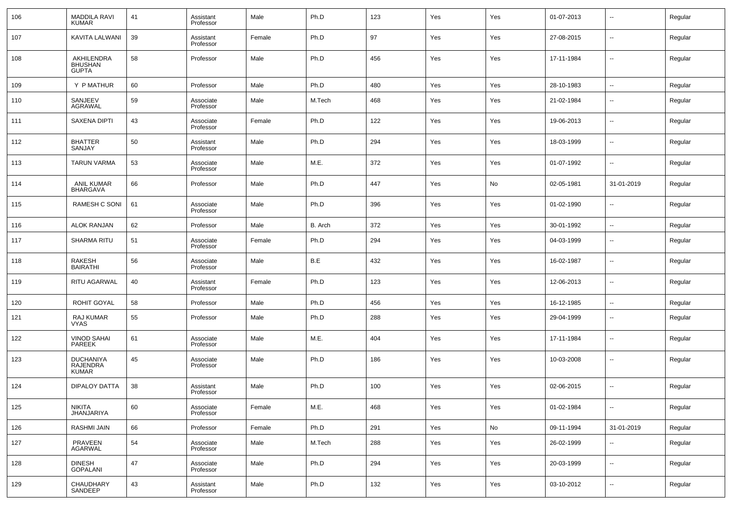| 106 | MADDILA RAVI KUMAR | 41 | Assistant Professor | Male | Ph.D | 123 | Yes | Yes | 01-07-2013 | -- | Regular |
|---|---|---|---|---|---|---|---|---|---|---|---|
| 107 | KAVITA LALWANI | 39 | Assistant Professor | Female | Ph.D | 97 | Yes | Yes | 27-08-2015 | -- | Regular |
| 108 | AKHILENDRA BHUSHAN GUPTA | 58 | Professor | Male | Ph.D | 456 | Yes | Yes | 17-11-1984 | -- | Regular |
| 109 | Y P MATHUR | 60 | Professor | Male | Ph.D | 480 | Yes | Yes | 28-10-1983 | -- | Regular |
| 110 | SANJEEV AGRAWAL | 59 | Associate Professor | Male | M.Tech | 468 | Yes | Yes | 21-02-1984 | -- | Regular |
| 111 | SAXENA DIPTI | 43 | Associate Professor | Female | Ph.D | 122 | Yes | Yes | 19-06-2013 | -- | Regular |
| 112 | BHATTER SANJAY | 50 | Assistant Professor | Male | Ph.D | 294 | Yes | Yes | 18-03-1999 | -- | Regular |
| 113 | TARUN VARMA | 53 | Associate Professor | Male | M.E. | 372 | Yes | Yes | 01-07-1992 | -- | Regular |
| 114 | ANIL KUMAR BHARGAVA | 66 | Professor | Male | Ph.D | 447 | Yes | No | 02-05-1981 | 31-01-2019 | Regular |
| 115 | RAMESH C SONI | 61 | Associate Professor | Male | Ph.D | 396 | Yes | Yes | 01-02-1990 | -- | Regular |
| 116 | ALOK RANJAN | 62 | Professor | Male | B. Arch | 372 | Yes | Yes | 30-01-1992 | -- | Regular |
| 117 | SHARMA RITU | 51 | Associate Professor | Female | Ph.D | 294 | Yes | Yes | 04-03-1999 | -- | Regular |
| 118 | RAKESH BAIRATHI | 56 | Associate Professor | Male | B.E | 432 | Yes | Yes | 16-02-1987 | -- | Regular |
| 119 | RITU AGARWAL | 40 | Assistant Professor | Female | Ph.D | 123 | Yes | Yes | 12-06-2013 | -- | Regular |
| 120 | ROHIT GOYAL | 58 | Professor | Male | Ph.D | 456 | Yes | Yes | 16-12-1985 | -- | Regular |
| 121 | RAJ KUMAR VYAS | 55 | Professor | Male | Ph.D | 288 | Yes | Yes | 29-04-1999 | -- | Regular |
| 122 | VINOD SAHAI PAREEK | 61 | Associate Professor | Male | M.E. | 404 | Yes | Yes | 17-11-1984 | -- | Regular |
| 123 | DUCHANIYA RAJENDRA KUMAR | 45 | Associate Professor | Male | Ph.D | 186 | Yes | Yes | 10-03-2008 | -- | Regular |
| 124 | DIPALOY DATTA | 38 | Assistant Professor | Male | Ph.D | 100 | Yes | Yes | 02-06-2015 | -- | Regular |
| 125 | NIKITA JHANJARIYA | 60 | Associate Professor | Female | M.E. | 468 | Yes | Yes | 01-02-1984 | -- | Regular |
| 126 | RASHMI JAIN | 66 | Professor | Female | Ph.D | 291 | Yes | No | 09-11-1994 | 31-01-2019 | Regular |
| 127 | PRAVEEN AGARWAL | 54 | Associate Professor | Male | M.Tech | 288 | Yes | Yes | 26-02-1999 | -- | Regular |
| 128 | DINESH GOPALANI | 47 | Associate Professor | Male | Ph.D | 294 | Yes | Yes | 20-03-1999 | -- | Regular |
| 129 | CHAUDHARY SANDEEP | 43 | Assistant Professor | Male | Ph.D | 132 | Yes | Yes | 03-10-2012 | -- | Regular |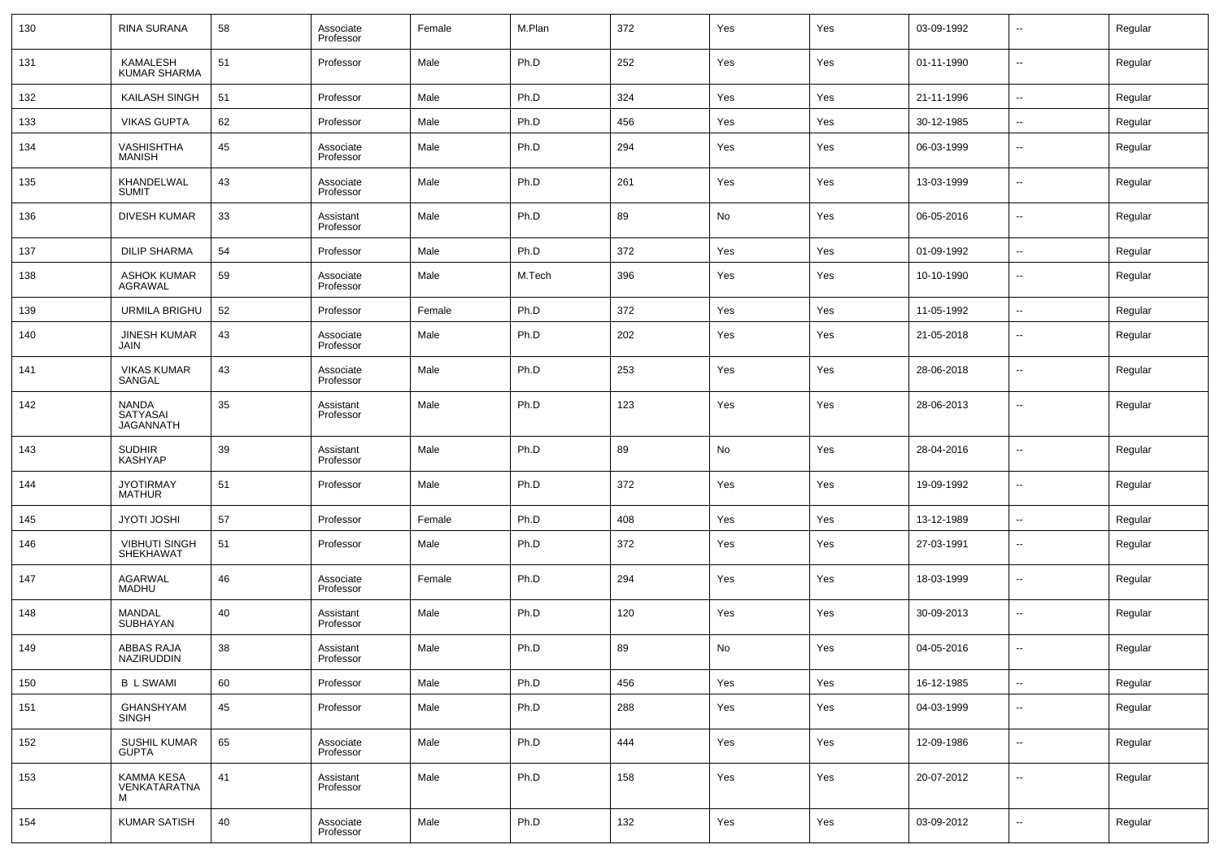| 130 | RINA SURANA | 58 | Associate Professor | Female | M.Plan | 372 | Yes | Yes | 03-09-1992 | -- | Regular |
|---|---|---|---|---|---|---|---|---|---|---|---|
| 131 | KAMALESH KUMAR SHARMA | 51 | Professor | Male | Ph.D | 252 | Yes | Yes | 01-11-1990 | -- | Regular |
| 132 | KAILASH SINGH | 51 | Professor | Male | Ph.D | 324 | Yes | Yes | 21-11-1996 | -- | Regular |
| 133 | VIKAS GUPTA | 62 | Professor | Male | Ph.D | 456 | Yes | Yes | 30-12-1985 | -- | Regular |
| 134 | VASHISHTHA MANISH | 45 | Associate Professor | Male | Ph.D | 294 | Yes | Yes | 06-03-1999 | -- | Regular |
| 135 | KHANDELWAL SUMIT | 43 | Associate Professor | Male | Ph.D | 261 | Yes | Yes | 13-03-1999 | -- | Regular |
| 136 | DIVESH KUMAR | 33 | Assistant Professor | Male | Ph.D | 89 | No | Yes | 06-05-2016 | -- | Regular |
| 137 | DILIP SHARMA | 54 | Professor | Male | Ph.D | 372 | Yes | Yes | 01-09-1992 | -- | Regular |
| 138 | ASHOK KUMAR AGRAWAL | 59 | Associate Professor | Male | M.Tech | 396 | Yes | Yes | 10-10-1990 | -- | Regular |
| 139 | URMILA BRIGHU | 52 | Professor | Female | Ph.D | 372 | Yes | Yes | 11-05-1992 | -- | Regular |
| 140 | JINESH KUMAR JAIN | 43 | Associate Professor | Male | Ph.D | 202 | Yes | Yes | 21-05-2018 | -- | Regular |
| 141 | VIKAS KUMAR SANGAL | 43 | Associate Professor | Male | Ph.D | 253 | Yes | Yes | 28-06-2018 | -- | Regular |
| 142 | NANDA SATYASAI JAGANNATH | 35 | Assistant Professor | Male | Ph.D | 123 | Yes | Yes | 28-06-2013 | -- | Regular |
| 143 | SUDHIR KASHYAP | 39 | Assistant Professor | Male | Ph.D | 89 | No | Yes | 28-04-2016 | -- | Regular |
| 144 | JYOTIRMAY MATHUR | 51 | Professor | Male | Ph.D | 372 | Yes | Yes | 19-09-1992 | -- | Regular |
| 145 | JYOTI JOSHI | 57 | Professor | Female | Ph.D | 408 | Yes | Yes | 13-12-1989 | -- | Regular |
| 146 | VIBHUTI SINGH SHEKHAWAT | 51 | Professor | Male | Ph.D | 372 | Yes | Yes | 27-03-1991 | -- | Regular |
| 147 | AGARWAL MADHU | 46 | Associate Professor | Female | Ph.D | 294 | Yes | Yes | 18-03-1999 | -- | Regular |
| 148 | MANDAL SUBHAYAN | 40 | Assistant Professor | Male | Ph.D | 120 | Yes | Yes | 30-09-2013 | -- | Regular |
| 149 | ABBAS RAJA NAZIRUDDIN | 38 | Assistant Professor | Male | Ph.D | 89 | No | Yes | 04-05-2016 | -- | Regular |
| 150 | B L SWAMI | 60 | Professor | Male | Ph.D | 456 | Yes | Yes | 16-12-1985 | -- | Regular |
| 151 | GHANSHYAM SINGH | 45 | Professor | Male | Ph.D | 288 | Yes | Yes | 04-03-1999 | -- | Regular |
| 152 | SUSHIL KUMAR GUPTA | 65 | Associate Professor | Male | Ph.D | 444 | Yes | Yes | 12-09-1986 | -- | Regular |
| 153 | KAMMA KESA VENKATARATNAM | 41 | Assistant Professor | Male | Ph.D | 158 | Yes | Yes | 20-07-2012 | -- | Regular |
| 154 | KUMAR SATISH | 40 | Associate Professor | Male | Ph.D | 132 | Yes | Yes | 03-09-2012 | -- | Regular |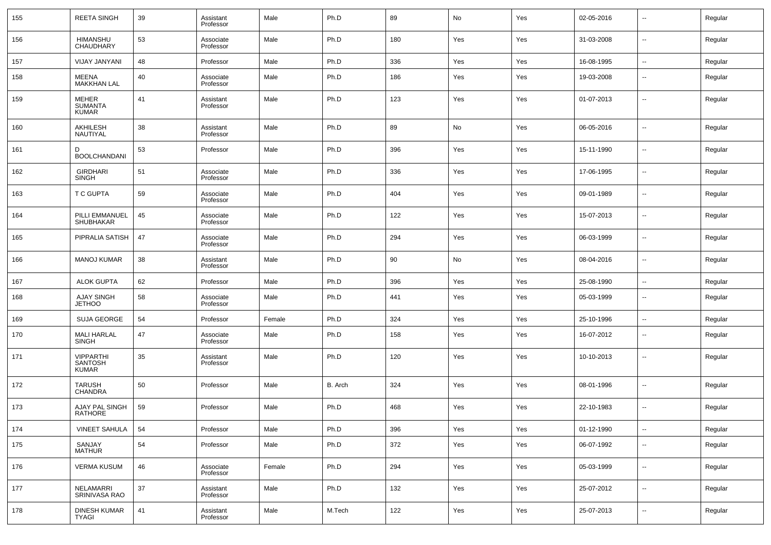| 155 | REETA SINGH | 39 | Assistant Professor | Male | Ph.D | 89 | No | Yes | 02-05-2016 | -- | Regular |
|---|---|---|---|---|---|---|---|---|---|---|---|
| 156 | HIMANSHU CHAUDHARY | 53 | Associate Professor | Male | Ph.D | 180 | Yes | Yes | 31-03-2008 | -- | Regular |
| 157 | VIJAY JANYANI | 48 | Professor | Male | Ph.D | 336 | Yes | Yes | 16-08-1995 | -- | Regular |
| 158 | MEENA MAKKHAN LAL | 40 | Associate Professor | Male | Ph.D | 186 | Yes | Yes | 19-03-2008 | -- | Regular |
| 159 | MEHER SUMANTA KUMAR | 41 | Assistant Professor | Male | Ph.D | 123 | Yes | Yes | 01-07-2013 | -- | Regular |
| 160 | AKHILESH NAUTIYAL | 38 | Assistant Professor | Male | Ph.D | 89 | No | Yes | 06-05-2016 | -- | Regular |
| 161 | D BOOLCHANDANI | 53 | Professor | Male | Ph.D | 396 | Yes | Yes | 15-11-1990 | -- | Regular |
| 162 | GIRDHARI SINGH | 51 | Associate Professor | Male | Ph.D | 336 | Yes | Yes | 17-06-1995 | -- | Regular |
| 163 | T C GUPTA | 59 | Associate Professor | Male | Ph.D | 404 | Yes | Yes | 09-01-1989 | -- | Regular |
| 164 | PILLI EMMANUEL SHUBHAKAR | 45 | Associate Professor | Male | Ph.D | 122 | Yes | Yes | 15-07-2013 | -- | Regular |
| 165 | PIPRALIA SATISH | 47 | Associate Professor | Male | Ph.D | 294 | Yes | Yes | 06-03-1999 | -- | Regular |
| 166 | MANOJ KUMAR | 38 | Assistant Professor | Male | Ph.D | 90 | No | Yes | 08-04-2016 | -- | Regular |
| 167 | ALOK GUPTA | 62 | Professor | Male | Ph.D | 396 | Yes | Yes | 25-08-1990 | -- | Regular |
| 168 | AJAY SINGH JETHOO | 58 | Associate Professor | Male | Ph.D | 441 | Yes | Yes | 05-03-1999 | -- | Regular |
| 169 | SUJA GEORGE | 54 | Professor | Female | Ph.D | 324 | Yes | Yes | 25-10-1996 | -- | Regular |
| 170 | MALI HARLAL SINGH | 47 | Associate Professor | Male | Ph.D | 158 | Yes | Yes | 16-07-2012 | -- | Regular |
| 171 | VIPPARTHI SANTOSH KUMAR | 35 | Assistant Professor | Male | Ph.D | 120 | Yes | Yes | 10-10-2013 | -- | Regular |
| 172 | TARUSH CHANDRA | 50 | Professor | Male | B. Arch | 324 | Yes | Yes | 08-01-1996 | -- | Regular |
| 173 | AJAY PAL SINGH RATHORE | 59 | Professor | Male | Ph.D | 468 | Yes | Yes | 22-10-1983 | -- | Regular |
| 174 | VINEET SAHULA | 54 | Professor | Male | Ph.D | 396 | Yes | Yes | 01-12-1990 | -- | Regular |
| 175 | SANJAY MATHUR | 54 | Professor | Male | Ph.D | 372 | Yes | Yes | 06-07-1992 | -- | Regular |
| 176 | VERMA KUSUM | 46 | Associate Professor | Female | Ph.D | 294 | Yes | Yes | 05-03-1999 | -- | Regular |
| 177 | NELAMARRI SRINIVASA RAO | 37 | Assistant Professor | Male | Ph.D | 132 | Yes | Yes | 25-07-2012 | -- | Regular |
| 178 | DINESH KUMAR TYAGI | 41 | Assistant Professor | Male | M.Tech | 122 | Yes | Yes | 25-07-2013 | -- | Regular |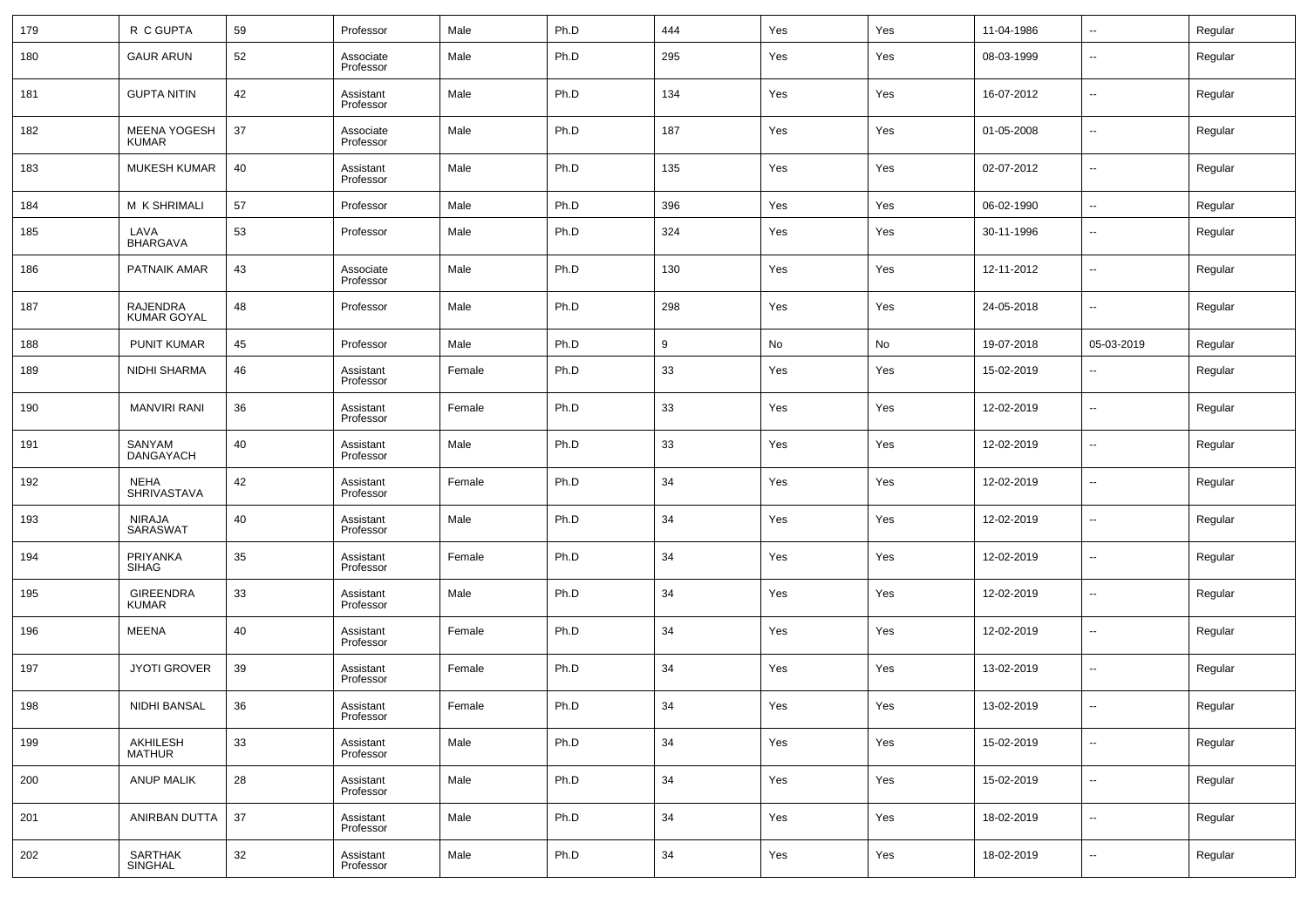| 179 | R C GUPTA | 59 | Professor | Male | Ph.D | 444 | Yes | Yes | 11-04-1986 | -- | Regular |
|---|---|---|---|---|---|---|---|---|---|---|---|
| 180 | GAUR ARUN | 52 | Associate Professor | Male | Ph.D | 295 | Yes | Yes | 08-03-1999 | -- | Regular |
| 181 | GUPTA NITIN | 42 | Assistant Professor | Male | Ph.D | 134 | Yes | Yes | 16-07-2012 | -- | Regular |
| 182 | MEENA YOGESH KUMAR | 37 | Associate Professor | Male | Ph.D | 187 | Yes | Yes | 01-05-2008 | -- | Regular |
| 183 | MUKESH KUMAR | 40 | Assistant Professor | Male | Ph.D | 135 | Yes | Yes | 02-07-2012 | -- | Regular |
| 184 | M K SHRIMALI | 57 | Professor | Male | Ph.D | 396 | Yes | Yes | 06-02-1990 | -- | Regular |
| 185 | LAVA BHARGAVA | 53 | Professor | Male | Ph.D | 324 | Yes | Yes | 30-11-1996 | -- | Regular |
| 186 | PATNAIK AMAR | 43 | Associate Professor | Male | Ph.D | 130 | Yes | Yes | 12-11-2012 | -- | Regular |
| 187 | RAJENDRA KUMAR GOYAL | 48 | Professor | Male | Ph.D | 298 | Yes | Yes | 24-05-2018 | -- | Regular |
| 188 | PUNIT KUMAR | 45 | Professor | Male | Ph.D | 9 | No | No | 19-07-2018 | 05-03-2019 | Regular |
| 189 | NIDHI SHARMA | 46 | Assistant Professor | Female | Ph.D | 33 | Yes | Yes | 15-02-2019 | -- | Regular |
| 190 | MANVIRI RANI | 36 | Assistant Professor | Female | Ph.D | 33 | Yes | Yes | 12-02-2019 | -- | Regular |
| 191 | SANYAM DANGAYACH | 40 | Assistant Professor | Male | Ph.D | 33 | Yes | Yes | 12-02-2019 | -- | Regular |
| 192 | NEHA SHRIVASTAVA | 42 | Assistant Professor | Female | Ph.D | 34 | Yes | Yes | 12-02-2019 | -- | Regular |
| 193 | NIRAJA SARASWAT | 40 | Assistant Professor | Male | Ph.D | 34 | Yes | Yes | 12-02-2019 | -- | Regular |
| 194 | PRIYANKA SIHAG | 35 | Assistant Professor | Female | Ph.D | 34 | Yes | Yes | 12-02-2019 | -- | Regular |
| 195 | GIREENDRA KUMAR | 33 | Assistant Professor | Male | Ph.D | 34 | Yes | Yes | 12-02-2019 | -- | Regular |
| 196 | MEENA | 40 | Assistant Professor | Female | Ph.D | 34 | Yes | Yes | 12-02-2019 | -- | Regular |
| 197 | JYOTI GROVER | 39 | Assistant Professor | Female | Ph.D | 34 | Yes | Yes | 13-02-2019 | -- | Regular |
| 198 | NIDHI BANSAL | 36 | Assistant Professor | Female | Ph.D | 34 | Yes | Yes | 13-02-2019 | -- | Regular |
| 199 | AKHILESH MATHUR | 33 | Assistant Professor | Male | Ph.D | 34 | Yes | Yes | 15-02-2019 | -- | Regular |
| 200 | ANUP MALIK | 28 | Assistant Professor | Male | Ph.D | 34 | Yes | Yes | 15-02-2019 | -- | Regular |
| 201 | ANIRBAN DUTTA | 37 | Assistant Professor | Male | Ph.D | 34 | Yes | Yes | 18-02-2019 | -- | Regular |
| 202 | SARTHAK SINGHAL | 32 | Assistant Professor | Male | Ph.D | 34 | Yes | Yes | 18-02-2019 | -- | Regular |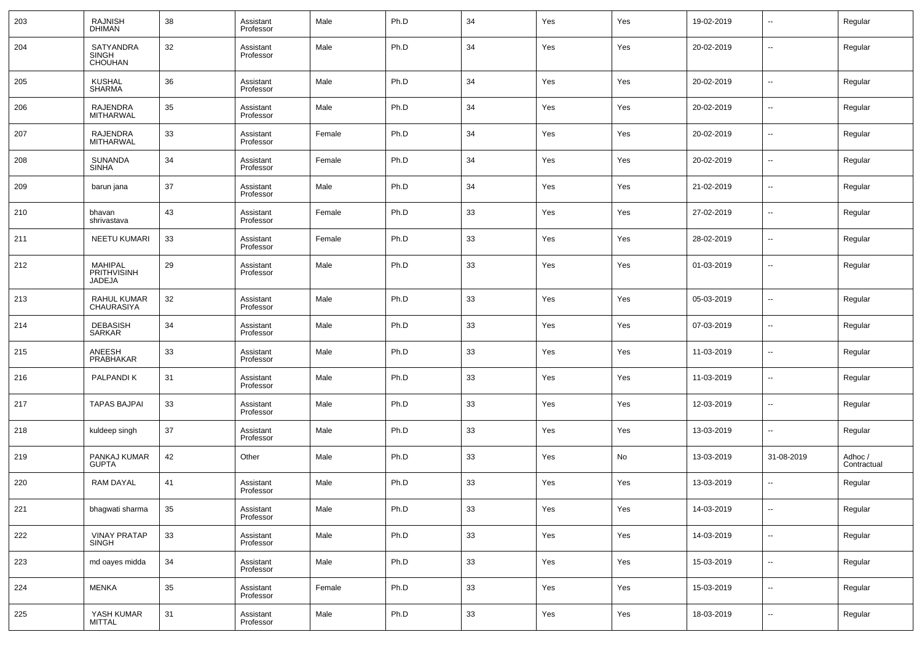| 203 | RAJNISH DHIMAN | 38 | Assistant Professor | Male | Ph.D | 34 | Yes | Yes | 19-02-2019 | -- | Regular |
|---|---|---|---|---|---|---|---|---|---|---|---|
| 204 | SATYANDRA SINGH CHOUHAN | 32 | Assistant Professor | Male | Ph.D | 34 | Yes | Yes | 20-02-2019 | -- | Regular |
| 205 | KUSHAL SHARMA | 36 | Assistant Professor | Male | Ph.D | 34 | Yes | Yes | 20-02-2019 | -- | Regular |
| 206 | RAJENDRA MITHARWAL | 35 | Assistant Professor | Male | Ph.D | 34 | Yes | Yes | 20-02-2019 | -- | Regular |
| 207 | RAJENDRA MITHARWAL | 33 | Assistant Professor | Female | Ph.D | 34 | Yes | Yes | 20-02-2019 | -- | Regular |
| 208 | SUNANDA SINHA | 34 | Assistant Professor | Female | Ph.D | 34 | Yes | Yes | 20-02-2019 | -- | Regular |
| 209 | barun jana | 37 | Assistant Professor | Male | Ph.D | 34 | Yes | Yes | 21-02-2019 | -- | Regular |
| 210 | bhavan shrivastava | 43 | Assistant Professor | Female | Ph.D | 33 | Yes | Yes | 27-02-2019 | -- | Regular |
| 211 | NEETU KUMARI | 33 | Assistant Professor | Female | Ph.D | 33 | Yes | Yes | 28-02-2019 | -- | Regular |
| 212 | MAHIPAL PRITHVISINH JADEJA | 29 | Assistant Professor | Male | Ph.D | 33 | Yes | Yes | 01-03-2019 | -- | Regular |
| 213 | RAHUL KUMAR CHAURASIYA | 32 | Assistant Professor | Male | Ph.D | 33 | Yes | Yes | 05-03-2019 | -- | Regular |
| 214 | DEBASISH SARKAR | 34 | Assistant Professor | Male | Ph.D | 33 | Yes | Yes | 07-03-2019 | -- | Regular |
| 215 | ANEESH PRABHAKAR | 33 | Assistant Professor | Male | Ph.D | 33 | Yes | Yes | 11-03-2019 | -- | Regular |
| 216 | PALPANDI K | 31 | Assistant Professor | Male | Ph.D | 33 | Yes | Yes | 11-03-2019 | -- | Regular |
| 217 | TAPAS BAJPAI | 33 | Assistant Professor | Male | Ph.D | 33 | Yes | Yes | 12-03-2019 | -- | Regular |
| 218 | kuldeep singh | 37 | Assistant Professor | Male | Ph.D | 33 | Yes | Yes | 13-03-2019 | -- | Regular |
| 219 | PANKAJ KUMAR GUPTA | 42 | Other | Male | Ph.D | 33 | Yes | No | 13-03-2019 | 31-08-2019 | Adhoc / Contractual |
| 220 | RAM DAYAL | 41 | Assistant Professor | Male | Ph.D | 33 | Yes | Yes | 13-03-2019 | -- | Regular |
| 221 | bhagwati sharma | 35 | Assistant Professor | Male | Ph.D | 33 | Yes | Yes | 14-03-2019 | -- | Regular |
| 222 | VINAY PRATAP SINGH | 33 | Assistant Professor | Male | Ph.D | 33 | Yes | Yes | 14-03-2019 | -- | Regular |
| 223 | md oayes midda | 34 | Assistant Professor | Male | Ph.D | 33 | Yes | Yes | 15-03-2019 | -- | Regular |
| 224 | MENKA | 35 | Assistant Professor | Female | Ph.D | 33 | Yes | Yes | 15-03-2019 | -- | Regular |
| 225 | YASH KUMAR MITTAL | 31 | Assistant Professor | Male | Ph.D | 33 | Yes | Yes | 18-03-2019 | -- | Regular |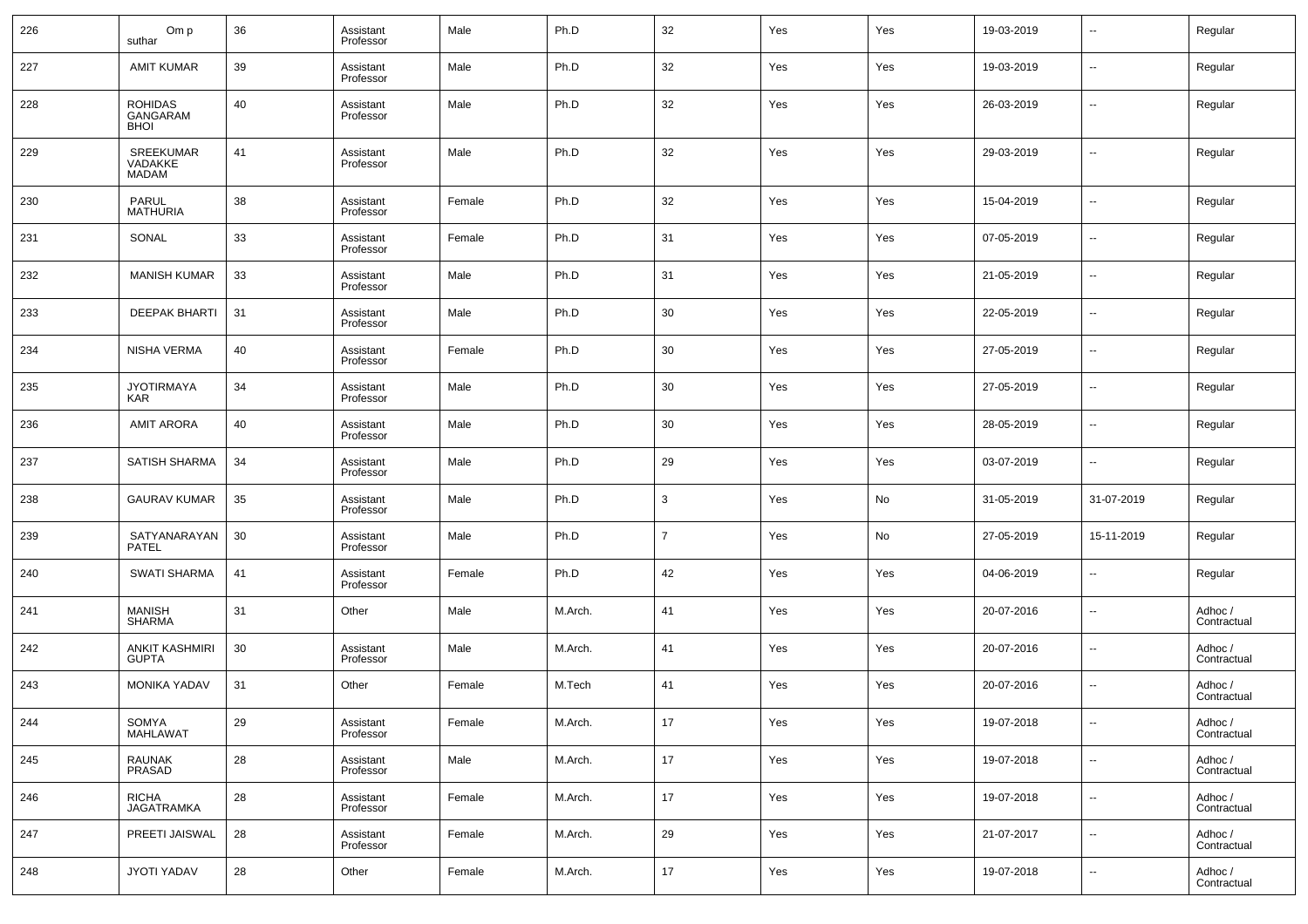| 226 | Om p suthar | 36 | Assistant Professor | Male | Ph.D | 32 | Yes | Yes | 19-03-2019 | -- | Regular |
|---|---|---|---|---|---|---|---|---|---|---|---|
| 227 | AMIT KUMAR | 39 | Assistant Professor | Male | Ph.D | 32 | Yes | Yes | 19-03-2019 | -- | Regular |
| 228 | ROHIDAS GANGARAM BHOI | 40 | Assistant Professor | Male | Ph.D | 32 | Yes | Yes | 26-03-2019 | -- | Regular |
| 229 | SREEKUMAR VADAKKE MADAM | 41 | Assistant Professor | Male | Ph.D | 32 | Yes | Yes | 29-03-2019 | -- | Regular |
| 230 | PARUL MATHURIA | 38 | Assistant Professor | Female | Ph.D | 32 | Yes | Yes | 15-04-2019 | -- | Regular |
| 231 | SONAL | 33 | Assistant Professor | Female | Ph.D | 31 | Yes | Yes | 07-05-2019 | -- | Regular |
| 232 | MANISH KUMAR | 33 | Assistant Professor | Male | Ph.D | 31 | Yes | Yes | 21-05-2019 | -- | Regular |
| 233 | DEEPAK BHARTI | 31 | Assistant Professor | Male | Ph.D | 30 | Yes | Yes | 22-05-2019 | -- | Regular |
| 234 | NISHA VERMA | 40 | Assistant Professor | Female | Ph.D | 30 | Yes | Yes | 27-05-2019 | -- | Regular |
| 235 | JYOTIRMAYA KAR | 34 | Assistant Professor | Male | Ph.D | 30 | Yes | Yes | 27-05-2019 | -- | Regular |
| 236 | AMIT ARORA | 40 | Assistant Professor | Male | Ph.D | 30 | Yes | Yes | 28-05-2019 | -- | Regular |
| 237 | SATISH SHARMA | 34 | Assistant Professor | Male | Ph.D | 29 | Yes | Yes | 03-07-2019 | -- | Regular |
| 238 | GAURAV KUMAR | 35 | Assistant Professor | Male | Ph.D | 3 | Yes | No | 31-05-2019 | 31-07-2019 | Regular |
| 239 | SATYANARAYAN PATEL | 30 | Assistant Professor | Male | Ph.D | 7 | Yes | No | 27-05-2019 | 15-11-2019 | Regular |
| 240 | SWATI SHARMA | 41 | Assistant Professor | Female | Ph.D | 42 | Yes | Yes | 04-06-2019 | -- | Regular |
| 241 | MANISH SHARMA | 31 | Other | Male | M.Arch. | 41 | Yes | Yes | 20-07-2016 | -- | Adhoc / Contractual |
| 242 | ANKIT KASHMIRI GUPTA | 30 | Assistant Professor | Male | M.Arch. | 41 | Yes | Yes | 20-07-2016 | -- | Adhoc / Contractual |
| 243 | MONIKA YADAV | 31 | Other | Female | M.Tech | 41 | Yes | Yes | 20-07-2016 | -- | Adhoc / Contractual |
| 244 | SOMYA MAHLAWAT | 29 | Assistant Professor | Female | M.Arch. | 17 | Yes | Yes | 19-07-2018 | -- | Adhoc / Contractual |
| 245 | RAUNAK PRASAD | 28 | Assistant Professor | Male | M.Arch. | 17 | Yes | Yes | 19-07-2018 | -- | Adhoc / Contractual |
| 246 | RICHA JAGATRAMKA | 28 | Assistant Professor | Female | M.Arch. | 17 | Yes | Yes | 19-07-2018 | -- | Adhoc / Contractual |
| 247 | PREETI JAISWAL | 28 | Assistant Professor | Female | M.Arch. | 29 | Yes | Yes | 21-07-2017 | -- | Adhoc / Contractual |
| 248 | JYOTI YADAV | 28 | Other | Female | M.Arch. | 17 | Yes | Yes | 19-07-2018 | -- | Adhoc / Contractual |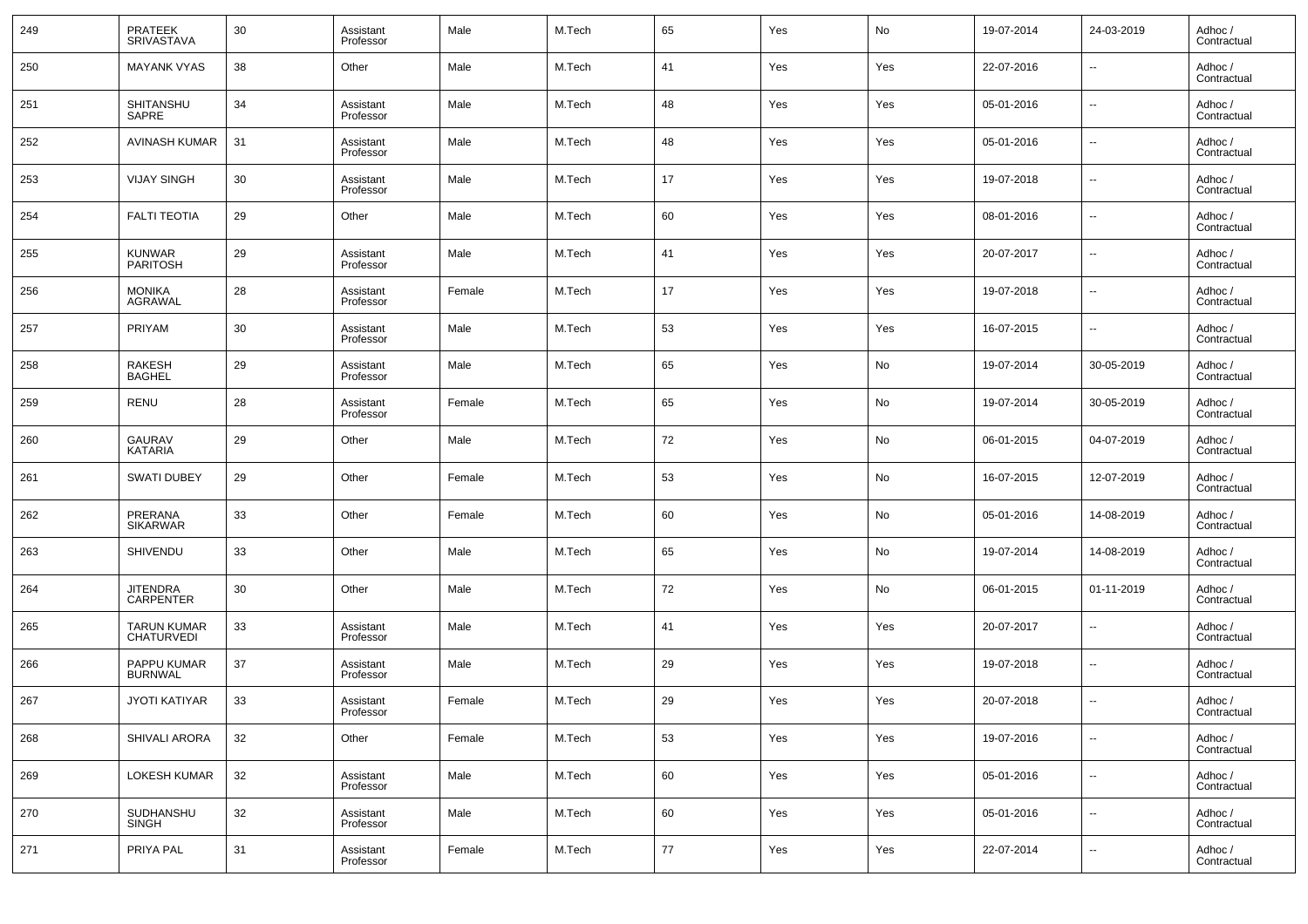| 249 | PRATEEK SRIVASTAVA | 30 | Assistant Professor | Male | M.Tech | 65 | Yes | No | 19-07-2014 | 24-03-2019 | Adhoc / Contractual |
|---|---|---|---|---|---|---|---|---|---|---|---|
| 250 | MAYANK VYAS | 38 | Other | Male | M.Tech | 41 | Yes | Yes | 22-07-2016 | -- | Adhoc / Contractual |
| 251 | SHITANSHU SAPRE | 34 | Assistant Professor | Male | M.Tech | 48 | Yes | Yes | 05-01-2016 | -- | Adhoc / Contractual |
| 252 | AVINASH KUMAR | 31 | Assistant Professor | Male | M.Tech | 48 | Yes | Yes | 05-01-2016 | -- | Adhoc / Contractual |
| 253 | VIJAY SINGH | 30 | Assistant Professor | Male | M.Tech | 17 | Yes | Yes | 19-07-2018 | -- | Adhoc / Contractual |
| 254 | FALTI TEOTIA | 29 | Other | Male | M.Tech | 60 | Yes | Yes | 08-01-2016 | -- | Adhoc / Contractual |
| 255 | KUNWAR PARITOSH | 29 | Assistant Professor | Male | M.Tech | 41 | Yes | Yes | 20-07-2017 | -- | Adhoc / Contractual |
| 256 | MONIKA AGRAWAL | 28 | Assistant Professor | Female | M.Tech | 17 | Yes | Yes | 19-07-2018 | -- | Adhoc / Contractual |
| 257 | PRIYAM | 30 | Assistant Professor | Male | M.Tech | 53 | Yes | Yes | 16-07-2015 | -- | Adhoc / Contractual |
| 258 | RAKESH BAGHEL | 29 | Assistant Professor | Male | M.Tech | 65 | Yes | No | 19-07-2014 | 30-05-2019 | Adhoc / Contractual |
| 259 | RENU | 28 | Assistant Professor | Female | M.Tech | 65 | Yes | No | 19-07-2014 | 30-05-2019 | Adhoc / Contractual |
| 260 | GAURAV KATARIA | 29 | Other | Male | M.Tech | 72 | Yes | No | 06-01-2015 | 04-07-2019 | Adhoc / Contractual |
| 261 | SWATI DUBEY | 29 | Other | Female | M.Tech | 53 | Yes | No | 16-07-2015 | 12-07-2019 | Adhoc / Contractual |
| 262 | PRERANA SIKARWAR | 33 | Other | Female | M.Tech | 60 | Yes | No | 05-01-2016 | 14-08-2019 | Adhoc / Contractual |
| 263 | SHIVENDU | 33 | Other | Male | M.Tech | 65 | Yes | No | 19-07-2014 | 14-08-2019 | Adhoc / Contractual |
| 264 | JITENDRA CARPENTER | 30 | Other | Male | M.Tech | 72 | Yes | No | 06-01-2015 | 01-11-2019 | Adhoc / Contractual |
| 265 | TARUN KUMAR CHATURVEDI | 33 | Assistant Professor | Male | M.Tech | 41 | Yes | Yes | 20-07-2017 | -- | Adhoc / Contractual |
| 266 | PAPPU KUMAR BURNWAL | 37 | Assistant Professor | Male | M.Tech | 29 | Yes | Yes | 19-07-2018 | -- | Adhoc / Contractual |
| 267 | JYOTI KATIYAR | 33 | Assistant Professor | Female | M.Tech | 29 | Yes | Yes | 20-07-2018 | -- | Adhoc / Contractual |
| 268 | SHIVALI ARORA | 32 | Other | Female | M.Tech | 53 | Yes | Yes | 19-07-2016 | -- | Adhoc / Contractual |
| 269 | LOKESH KUMAR | 32 | Assistant Professor | Male | M.Tech | 60 | Yes | Yes | 05-01-2016 | -- | Adhoc / Contractual |
| 270 | SUDHANSHU SINGH | 32 | Assistant Professor | Male | M.Tech | 60 | Yes | Yes | 05-01-2016 | -- | Adhoc / Contractual |
| 271 | PRIYA PAL | 31 | Assistant Professor | Female | M.Tech | 77 | Yes | Yes | 22-07-2014 | -- | Adhoc / Contractual |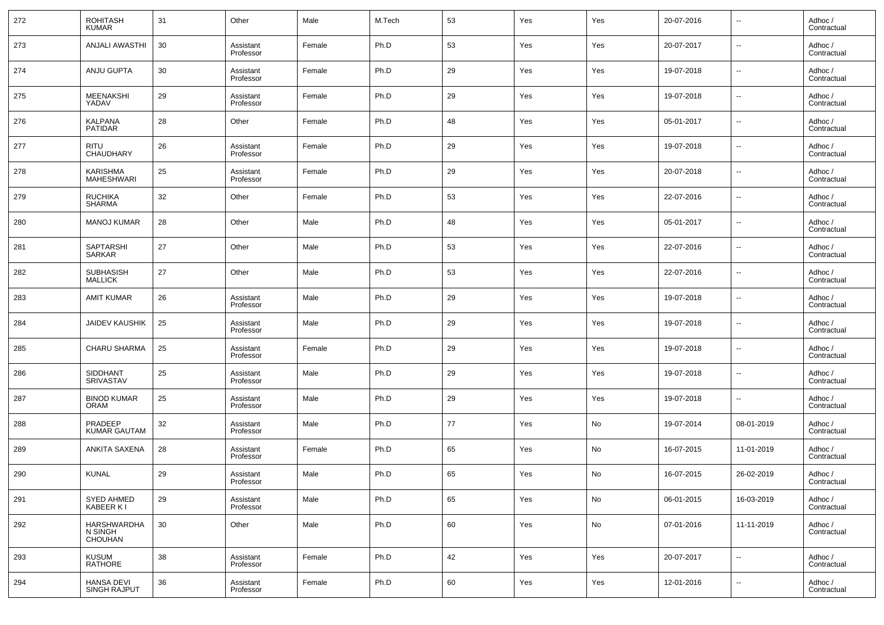| 272 | ROHITASH KUMAR | 31 | Other | Male | M.Tech | 53 | Yes | Yes | 20-07-2016 | -- | Adhoc / Contractual |
|---|---|---|---|---|---|---|---|---|---|---|---|
| 273 | ANJALI AWASTHI | 30 | Assistant Professor | Female | Ph.D | 53 | Yes | Yes | 20-07-2017 | -- | Adhoc / Contractual |
| 274 | ANJU GUPTA | 30 | Assistant Professor | Female | Ph.D | 29 | Yes | Yes | 19-07-2018 | -- | Adhoc / Contractual |
| 275 | MEENAKSHI YADAV | 29 | Assistant Professor | Female | Ph.D | 29 | Yes | Yes | 19-07-2018 | -- | Adhoc / Contractual |
| 276 | KALPANA PATIDAR | 28 | Other | Female | Ph.D | 48 | Yes | Yes | 05-01-2017 | -- | Adhoc / Contractual |
| 277 | RITU CHAUDHARY | 26 | Assistant Professor | Female | Ph.D | 29 | Yes | Yes | 19-07-2018 | -- | Adhoc / Contractual |
| 278 | KARISHMA MAHESHWARI | 25 | Assistant Professor | Female | Ph.D | 29 | Yes | Yes | 20-07-2018 | -- | Adhoc / Contractual |
| 279 | RUCHIKA SHARMA | 32 | Other | Female | Ph.D | 53 | Yes | Yes | 22-07-2016 | -- | Adhoc / Contractual |
| 280 | MANOJ KUMAR | 28 | Other | Male | Ph.D | 48 | Yes | Yes | 05-01-2017 | -- | Adhoc / Contractual |
| 281 | SAPTARSHI SARKAR | 27 | Other | Male | Ph.D | 53 | Yes | Yes | 22-07-2016 | -- | Adhoc / Contractual |
| 282 | SUBHASISH MALLICK | 27 | Other | Male | Ph.D | 53 | Yes | Yes | 22-07-2016 | -- | Adhoc / Contractual |
| 283 | AMIT KUMAR | 26 | Assistant Professor | Male | Ph.D | 29 | Yes | Yes | 19-07-2018 | -- | Adhoc / Contractual |
| 284 | JAIDEV KAUSHIK | 25 | Assistant Professor | Male | Ph.D | 29 | Yes | Yes | 19-07-2018 | -- | Adhoc / Contractual |
| 285 | CHARU SHARMA | 25 | Assistant Professor | Female | Ph.D | 29 | Yes | Yes | 19-07-2018 | -- | Adhoc / Contractual |
| 286 | SIDDHANT SRIVASTAV | 25 | Assistant Professor | Male | Ph.D | 29 | Yes | Yes | 19-07-2018 | -- | Adhoc / Contractual |
| 287 | BINOD KUMAR ORAM | 25 | Assistant Professor | Male | Ph.D | 29 | Yes | Yes | 19-07-2018 | -- | Adhoc / Contractual |
| 288 | PRADEEP KUMAR GAUTAM | 32 | Assistant Professor | Male | Ph.D | 77 | Yes | No | 19-07-2014 | 08-01-2019 | Adhoc / Contractual |
| 289 | ANKITA SAXENA | 28 | Assistant Professor | Female | Ph.D | 65 | Yes | No | 16-07-2015 | 11-01-2019 | Adhoc / Contractual |
| 290 | KUNAL | 29 | Assistant Professor | Male | Ph.D | 65 | Yes | No | 16-07-2015 | 26-02-2019 | Adhoc / Contractual |
| 291 | SYED AHMED KABEER K I | 29 | Assistant Professor | Male | Ph.D | 65 | Yes | No | 06-01-2015 | 16-03-2019 | Adhoc / Contractual |
| 292 | HARSHWARDHAN SINGH CHOUHAN | 30 | Other | Male | Ph.D | 60 | Yes | No | 07-01-2016 | 11-11-2019 | Adhoc / Contractual |
| 293 | KUSUM RATHORE | 38 | Assistant Professor | Female | Ph.D | 42 | Yes | Yes | 20-07-2017 | -- | Adhoc / Contractual |
| 294 | HANSA DEVI SINGH RAJPUT | 36 | Assistant Professor | Female | Ph.D | 60 | Yes | Yes | 12-01-2016 | -- | Adhoc / Contractual |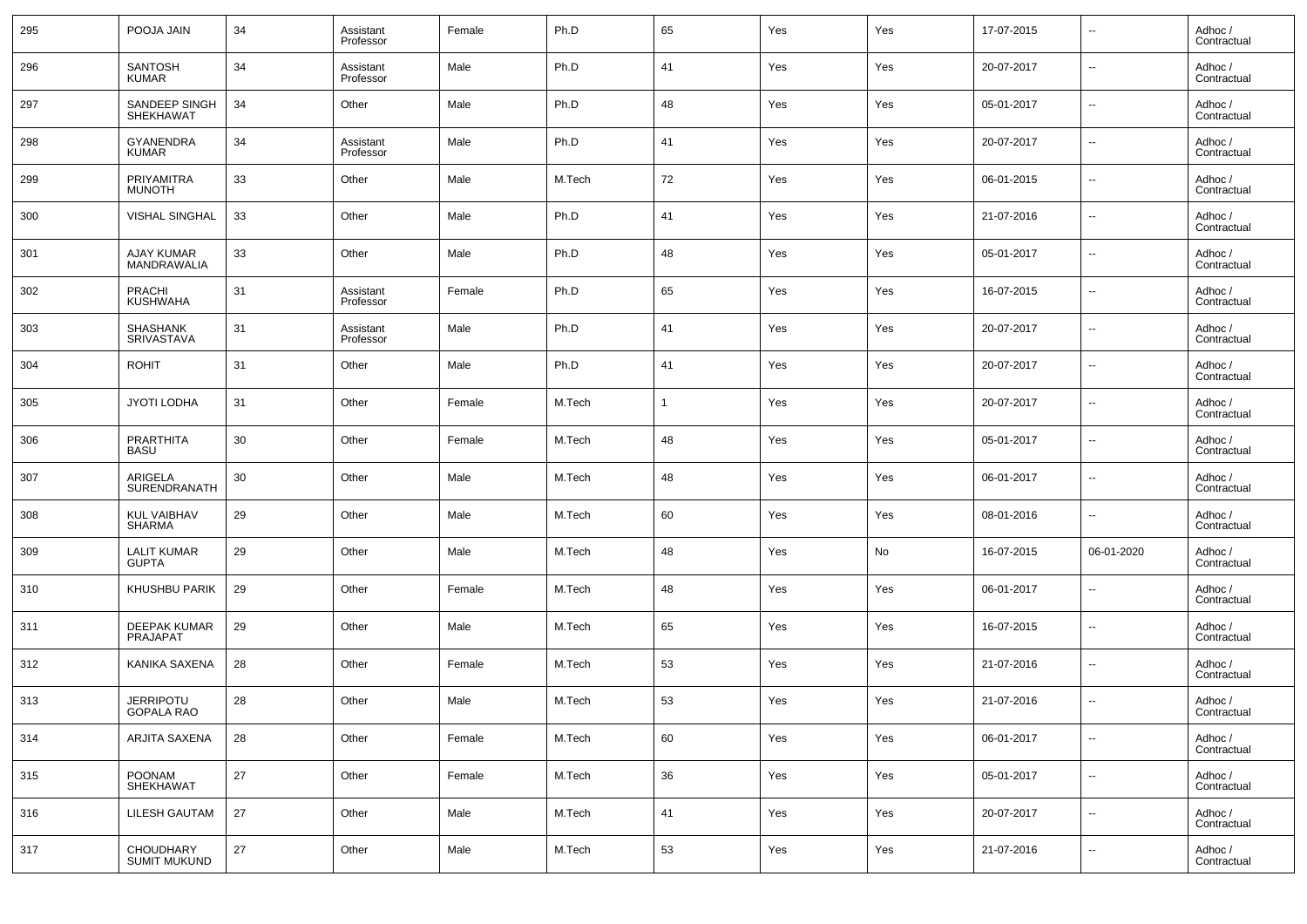| 295 | POOJA JAIN | 34 | Assistant Professor | Female | Ph.D | 65 | Yes | Yes | 17-07-2015 | -- | Adhoc / Contractual |
|---|---|---|---|---|---|---|---|---|---|---|---|
| 296 | SANTOSH KUMAR | 34 | Assistant Professor | Male | Ph.D | 41 | Yes | Yes | 20-07-2017 | -- | Adhoc / Contractual |
| 297 | SANDEEP SINGH SHEKHAWAT | 34 | Other | Male | Ph.D | 48 | Yes | Yes | 05-01-2017 | -- | Adhoc / Contractual |
| 298 | GYANENDRA KUMAR | 34 | Assistant Professor | Male | Ph.D | 41 | Yes | Yes | 20-07-2017 | -- | Adhoc / Contractual |
| 299 | PRIYAMITRA MUNOTH | 33 | Other | Male | M.Tech | 72 | Yes | Yes | 06-01-2015 | -- | Adhoc / Contractual |
| 300 | VISHAL SINGHAL | 33 | Other | Male | Ph.D | 41 | Yes | Yes | 21-07-2016 | -- | Adhoc / Contractual |
| 301 | AJAY KUMAR MANDRAWALIA | 33 | Other | Male | Ph.D | 48 | Yes | Yes | 05-01-2017 | -- | Adhoc / Contractual |
| 302 | PRACHI KUSHWAHA | 31 | Assistant Professor | Female | Ph.D | 65 | Yes | Yes | 16-07-2015 | -- | Adhoc / Contractual |
| 303 | SHASHANK SRIVASTAVA | 31 | Assistant Professor | Male | Ph.D | 41 | Yes | Yes | 20-07-2017 | -- | Adhoc / Contractual |
| 304 | ROHIT | 31 | Other | Male | Ph.D | 41 | Yes | Yes | 20-07-2017 | -- | Adhoc / Contractual |
| 305 | JYOTI LODHA | 31 | Other | Female | M.Tech | 1 | Yes | Yes | 20-07-2017 | -- | Adhoc / Contractual |
| 306 | PRARTHITA BASU | 30 | Other | Female | M.Tech | 48 | Yes | Yes | 05-01-2017 | -- | Adhoc / Contractual |
| 307 | ARIGELA SURENDRANATH | 30 | Other | Male | M.Tech | 48 | Yes | Yes | 06-01-2017 | -- | Adhoc / Contractual |
| 308 | KUL VAIBHAV SHARMA | 29 | Other | Male | M.Tech | 60 | Yes | Yes | 08-01-2016 | -- | Adhoc / Contractual |
| 309 | LALIT KUMAR GUPTA | 29 | Other | Male | M.Tech | 48 | Yes | No | 16-07-2015 | 06-01-2020 | Adhoc / Contractual |
| 310 | KHUSHBU PARIK | 29 | Other | Female | M.Tech | 48 | Yes | Yes | 06-01-2017 | -- | Adhoc / Contractual |
| 311 | DEEPAK KUMAR PRAJAPAT | 29 | Other | Male | M.Tech | 65 | Yes | Yes | 16-07-2015 | -- | Adhoc / Contractual |
| 312 | KANIKA SAXENA | 28 | Other | Female | M.Tech | 53 | Yes | Yes | 21-07-2016 | -- | Adhoc / Contractual |
| 313 | JERRIPOTU GOPALA RAO | 28 | Other | Male | M.Tech | 53 | Yes | Yes | 21-07-2016 | -- | Adhoc / Contractual |
| 314 | ARJITA SAXENA | 28 | Other | Female | M.Tech | 60 | Yes | Yes | 06-01-2017 | -- | Adhoc / Contractual |
| 315 | POONAM SHEKHAWAT | 27 | Other | Female | M.Tech | 36 | Yes | Yes | 05-01-2017 | -- | Adhoc / Contractual |
| 316 | LILESH GAUTAM | 27 | Other | Male | M.Tech | 41 | Yes | Yes | 20-07-2017 | -- | Adhoc / Contractual |
| 317 | CHOUDHARY SUMIT MUKUND | 27 | Other | Male | M.Tech | 53 | Yes | Yes | 21-07-2016 | -- | Adhoc / Contractual |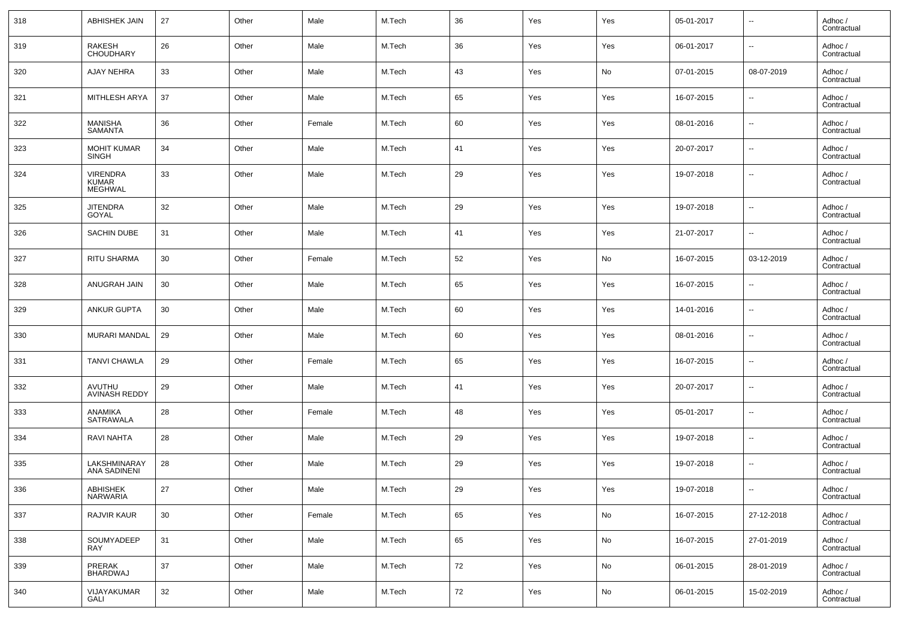| 318 | ABHISHEK JAIN | 27 | Other | Male | M.Tech | 36 | Yes | Yes | 05-01-2017 | -- | Adhoc / Contractual |
|---|---|---|---|---|---|---|---|---|---|---|---|
| 319 | RAKESH CHOUDHARY | 26 | Other | Male | M.Tech | 36 | Yes | Yes | 06-01-2017 | -- | Adhoc / Contractual |
| 320 | AJAY NEHRA | 33 | Other | Male | M.Tech | 43 | Yes | No | 07-01-2015 | 08-07-2019 | Adhoc / Contractual |
| 321 | MITHLESH ARYA | 37 | Other | Male | M.Tech | 65 | Yes | Yes | 16-07-2015 | -- | Adhoc / Contractual |
| 322 | MANISHA SAMANTA | 36 | Other | Female | M.Tech | 60 | Yes | Yes | 08-01-2016 | -- | Adhoc / Contractual |
| 323 | MOHIT KUMAR SINGH | 34 | Other | Male | M.Tech | 41 | Yes | Yes | 20-07-2017 | -- | Adhoc / Contractual |
| 324 | VIRENDRA KUMAR MEGHWAL | 33 | Other | Male | M.Tech | 29 | Yes | Yes | 19-07-2018 | -- | Adhoc / Contractual |
| 325 | JITENDRA GOYAL | 32 | Other | Male | M.Tech | 29 | Yes | Yes | 19-07-2018 | -- | Adhoc / Contractual |
| 326 | SACHIN DUBE | 31 | Other | Male | M.Tech | 41 | Yes | Yes | 21-07-2017 | -- | Adhoc / Contractual |
| 327 | RITU SHARMA | 30 | Other | Female | M.Tech | 52 | Yes | No | 16-07-2015 | 03-12-2019 | Adhoc / Contractual |
| 328 | ANUGRAH JAIN | 30 | Other | Male | M.Tech | 65 | Yes | Yes | 16-07-2015 | -- | Adhoc / Contractual |
| 329 | ANKUR GUPTA | 30 | Other | Male | M.Tech | 60 | Yes | Yes | 14-01-2016 | -- | Adhoc / Contractual |
| 330 | MURARI MANDAL | 29 | Other | Male | M.Tech | 60 | Yes | Yes | 08-01-2016 | -- | Adhoc / Contractual |
| 331 | TANVI CHAWLA | 29 | Other | Female | M.Tech | 65 | Yes | Yes | 16-07-2015 | -- | Adhoc / Contractual |
| 332 | AVUTHU AVINASH REDDY | 29 | Other | Male | M.Tech | 41 | Yes | Yes | 20-07-2017 | -- | Adhoc / Contractual |
| 333 | ANAMIKA SATRAWALA | 28 | Other | Female | M.Tech | 48 | Yes | Yes | 05-01-2017 | -- | Adhoc / Contractual |
| 334 | RAVI NAHTA | 28 | Other | Male | M.Tech | 29 | Yes | Yes | 19-07-2018 | -- | Adhoc / Contractual |
| 335 | LAKSHMINARAY ANA SADINENI | 28 | Other | Male | M.Tech | 29 | Yes | Yes | 19-07-2018 | -- | Adhoc / Contractual |
| 336 | ABHISHEK NARWARIA | 27 | Other | Male | M.Tech | 29 | Yes | Yes | 19-07-2018 | -- | Adhoc / Contractual |
| 337 | RAJVIR KAUR | 30 | Other | Female | M.Tech | 65 | Yes | No | 16-07-2015 | 27-12-2018 | Adhoc / Contractual |
| 338 | SOUMYADEEP RAY | 31 | Other | Male | M.Tech | 65 | Yes | No | 16-07-2015 | 27-01-2019 | Adhoc / Contractual |
| 339 | PRERAK BHARDWAJ | 37 | Other | Male | M.Tech | 72 | Yes | No | 06-01-2015 | 28-01-2019 | Adhoc / Contractual |
| 340 | VIJAYAKUMAR GALI | 32 | Other | Male | M.Tech | 72 | Yes | No | 06-01-2015 | 15-02-2019 | Adhoc / Contractual |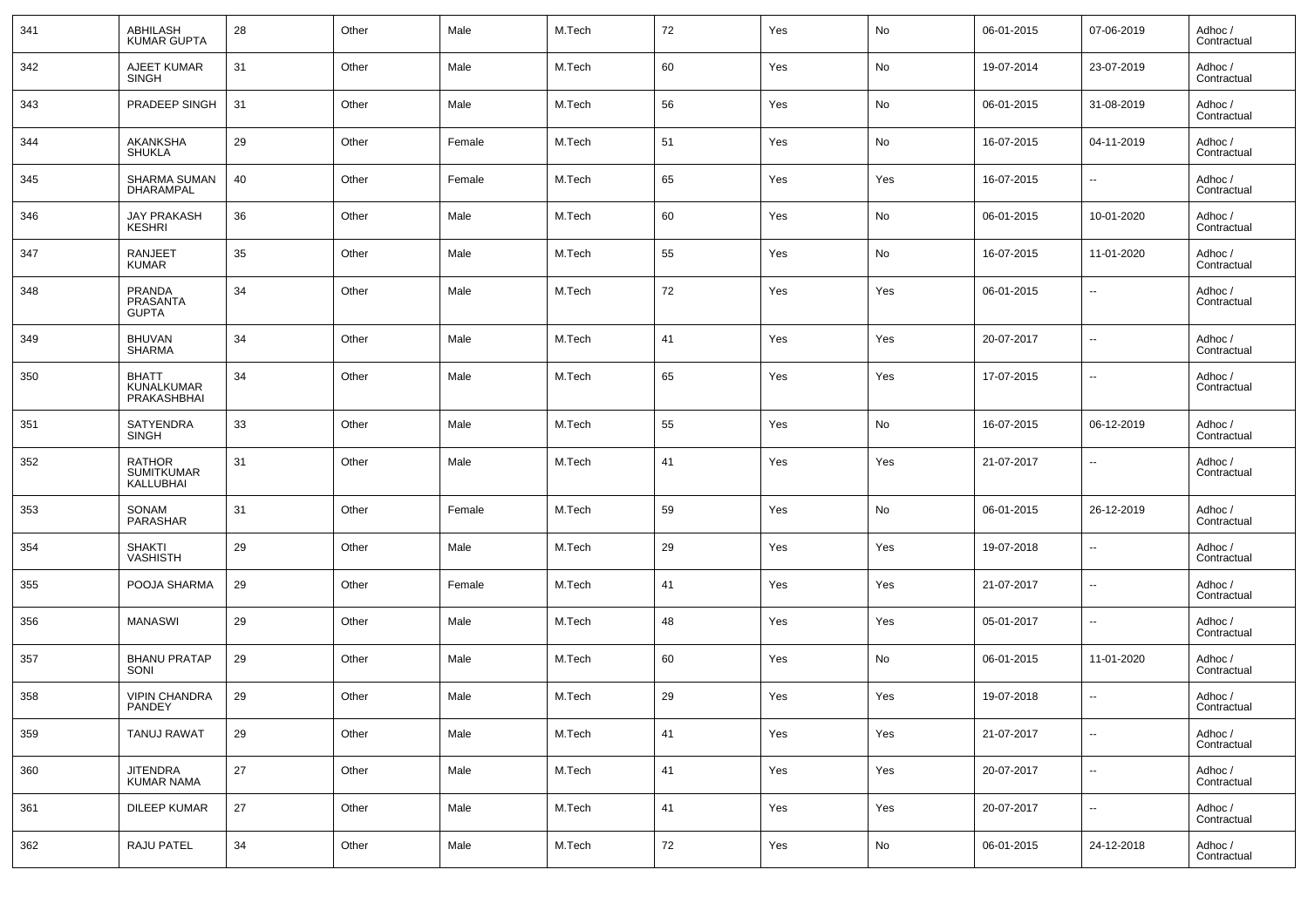| 341 | ABHILASH KUMAR GUPTA | 28 | Other | Male | M.Tech | 72 | Yes | No | 06-01-2015 | 07-06-2019 | Adhoc / Contractual |
|---|---|---|---|---|---|---|---|---|---|---|---|
| 342 | AJEET KUMAR SINGH | 31 | Other | Male | M.Tech | 60 | Yes | No | 19-07-2014 | 23-07-2019 | Adhoc / Contractual |
| 343 | PRADEEP SINGH | 31 | Other | Male | M.Tech | 56 | Yes | No | 06-01-2015 | 31-08-2019 | Adhoc / Contractual |
| 344 | AKANKSHA SHUKLA | 29 | Other | Female | M.Tech | 51 | Yes | No | 16-07-2015 | 04-11-2019 | Adhoc / Contractual |
| 345 | SHARMA SUMAN DHARAMPAL | 40 | Other | Female | M.Tech | 65 | Yes | Yes | 16-07-2015 | -- | Adhoc / Contractual |
| 346 | JAY PRAKASH KESHRI | 36 | Other | Male | M.Tech | 60 | Yes | No | 06-01-2015 | 10-01-2020 | Adhoc / Contractual |
| 347 | RANJEET KUMAR | 35 | Other | Male | M.Tech | 55 | Yes | No | 16-07-2015 | 11-01-2020 | Adhoc / Contractual |
| 348 | PRANDA PRASANTA GUPTA | 34 | Other | Male | M.Tech | 72 | Yes | Yes | 06-01-2015 | -- | Adhoc / Contractual |
| 349 | BHUVAN SHARMA | 34 | Other | Male | M.Tech | 41 | Yes | Yes | 20-07-2017 | -- | Adhoc / Contractual |
| 350 | BHATT KUNALKUMAR PRAKASHBHAI | 34 | Other | Male | M.Tech | 65 | Yes | Yes | 17-07-2015 | -- | Adhoc / Contractual |
| 351 | SATYENDRA SINGH | 33 | Other | Male | M.Tech | 55 | Yes | No | 16-07-2015 | 06-12-2019 | Adhoc / Contractual |
| 352 | RATHOR SUMITKUMAR KALLUBHAI | 31 | Other | Male | M.Tech | 41 | Yes | Yes | 21-07-2017 | -- | Adhoc / Contractual |
| 353 | SONAM PARASHAR | 31 | Other | Female | M.Tech | 59 | Yes | No | 06-01-2015 | 26-12-2019 | Adhoc / Contractual |
| 354 | SHAKTI VASHISTH | 29 | Other | Male | M.Tech | 29 | Yes | Yes | 19-07-2018 | -- | Adhoc / Contractual |
| 355 | POOJA SHARMA | 29 | Other | Female | M.Tech | 41 | Yes | Yes | 21-07-2017 | -- | Adhoc / Contractual |
| 356 | MANASWI | 29 | Other | Male | M.Tech | 48 | Yes | Yes | 05-01-2017 | -- | Adhoc / Contractual |
| 357 | BHANU PRATAP SONI | 29 | Other | Male | M.Tech | 60 | Yes | No | 06-01-2015 | 11-01-2020 | Adhoc / Contractual |
| 358 | VIPIN CHANDRA PANDEY | 29 | Other | Male | M.Tech | 29 | Yes | Yes | 19-07-2018 | -- | Adhoc / Contractual |
| 359 | TANUJ RAWAT | 29 | Other | Male | M.Tech | 41 | Yes | Yes | 21-07-2017 | -- | Adhoc / Contractual |
| 360 | JITENDRA KUMAR NAMA | 27 | Other | Male | M.Tech | 41 | Yes | Yes | 20-07-2017 | -- | Adhoc / Contractual |
| 361 | DILEEP KUMAR | 27 | Other | Male | M.Tech | 41 | Yes | Yes | 20-07-2017 | -- | Adhoc / Contractual |
| 362 | RAJU PATEL | 34 | Other | Male | M.Tech | 72 | Yes | No | 06-01-2015 | 24-12-2018 | Adhoc / Contractual |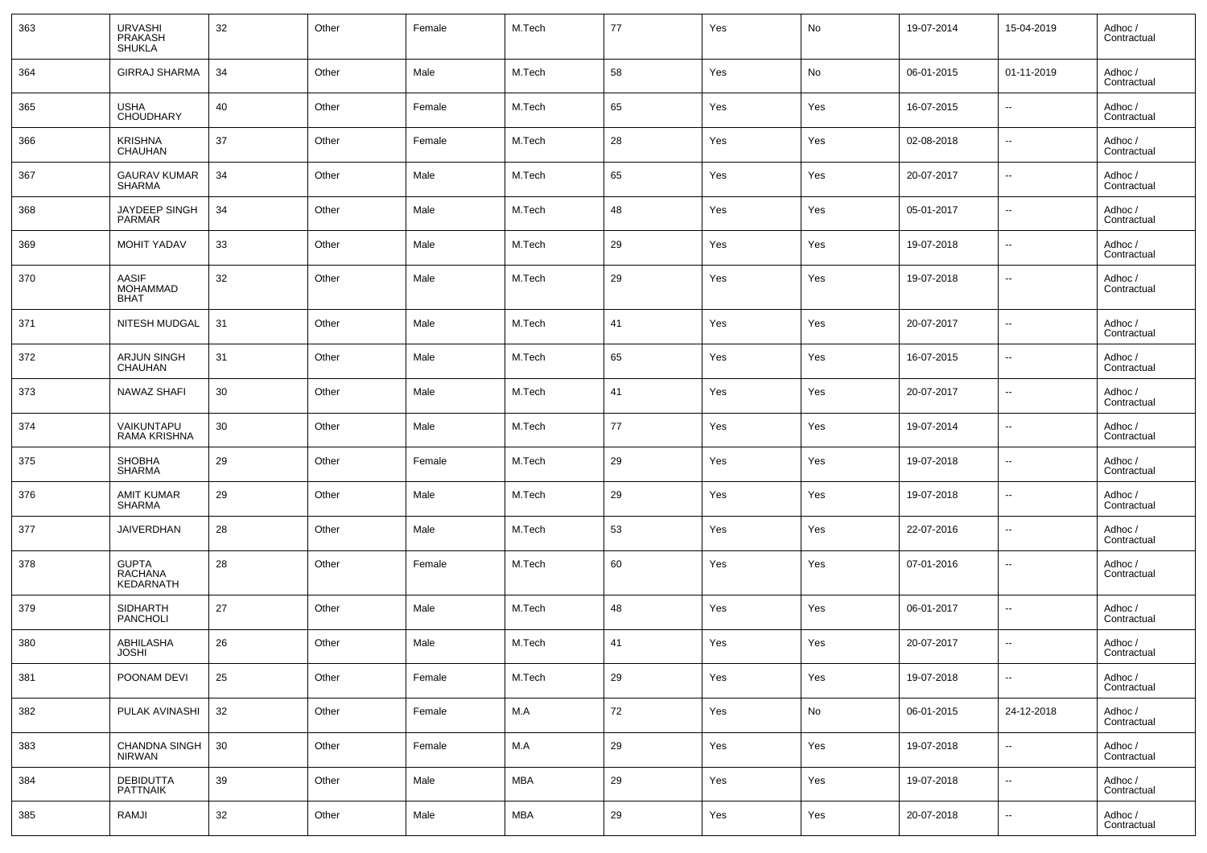| 363 | URVASHI PRAKASH SHUKLA | 32 | Other | Female | M.Tech | 77 | Yes | No | 19-07-2014 | 15-04-2019 | Adhoc / Contractual |
|---|---|---|---|---|---|---|---|---|---|---|---|
| 364 | GIRRAJ SHARMA | 34 | Other | Male | M.Tech | 58 | Yes | No | 06-01-2015 | 01-11-2019 | Adhoc / Contractual |
| 365 | USHA CHOUDHARY | 40 | Other | Female | M.Tech | 65 | Yes | Yes | 16-07-2015 | -- | Adhoc / Contractual |
| 366 | KRISHNA CHAUHAN | 37 | Other | Female | M.Tech | 28 | Yes | Yes | 02-08-2018 | -- | Adhoc / Contractual |
| 367 | GAURAV KUMAR SHARMA | 34 | Other | Male | M.Tech | 65 | Yes | Yes | 20-07-2017 | -- | Adhoc / Contractual |
| 368 | JAYDEEP SINGH PARMAR | 34 | Other | Male | M.Tech | 48 | Yes | Yes | 05-01-2017 | -- | Adhoc / Contractual |
| 369 | MOHIT YADAV | 33 | Other | Male | M.Tech | 29 | Yes | Yes | 19-07-2018 | -- | Adhoc / Contractual |
| 370 | AASIF MOHAMMAD BHAT | 32 | Other | Male | M.Tech | 29 | Yes | Yes | 19-07-2018 | -- | Adhoc / Contractual |
| 371 | NITESH MUDGAL | 31 | Other | Male | M.Tech | 41 | Yes | Yes | 20-07-2017 | -- | Adhoc / Contractual |
| 372 | ARJUN SINGH CHAUHAN | 31 | Other | Male | M.Tech | 65 | Yes | Yes | 16-07-2015 | -- | Adhoc / Contractual |
| 373 | NAWAZ SHAFI | 30 | Other | Male | M.Tech | 41 | Yes | Yes | 20-07-2017 | -- | Adhoc / Contractual |
| 374 | VAIKUNTAPU RAMA KRISHNA | 30 | Other | Male | M.Tech | 77 | Yes | Yes | 19-07-2014 | -- | Adhoc / Contractual |
| 375 | SHOBHA SHARMA | 29 | Other | Female | M.Tech | 29 | Yes | Yes | 19-07-2018 | -- | Adhoc / Contractual |
| 376 | AMIT KUMAR SHARMA | 29 | Other | Male | M.Tech | 29 | Yes | Yes | 19-07-2018 | -- | Adhoc / Contractual |
| 377 | JAIVERDHAN | 28 | Other | Male | M.Tech | 53 | Yes | Yes | 22-07-2016 | -- | Adhoc / Contractual |
| 378 | GUPTA RACHANA KEDARNATH | 28 | Other | Female | M.Tech | 60 | Yes | Yes | 07-01-2016 | -- | Adhoc / Contractual |
| 379 | SIDHARTH PANCHOLI | 27 | Other | Male | M.Tech | 48 | Yes | Yes | 06-01-2017 | -- | Adhoc / Contractual |
| 380 | ABHILASHA JOSHI | 26 | Other | Male | M.Tech | 41 | Yes | Yes | 20-07-2017 | -- | Adhoc / Contractual |
| 381 | POONAM DEVI | 25 | Other | Female | M.Tech | 29 | Yes | Yes | 19-07-2018 | -- | Adhoc / Contractual |
| 382 | PULAK AVINASHI | 32 | Other | Female | M.A | 72 | Yes | No | 06-01-2015 | 24-12-2018 | Adhoc / Contractual |
| 383 | CHANDNA SINGH NIRWAN | 30 | Other | Female | M.A | 29 | Yes | Yes | 19-07-2018 | -- | Adhoc / Contractual |
| 384 | DEBIDUTTA PATTNAIK | 39 | Other | Male | MBA | 29 | Yes | Yes | 19-07-2018 | -- | Adhoc / Contractual |
| 385 | RAMJI | 32 | Other | Male | MBA | 29 | Yes | Yes | 20-07-2018 | -- | Adhoc / Contractual |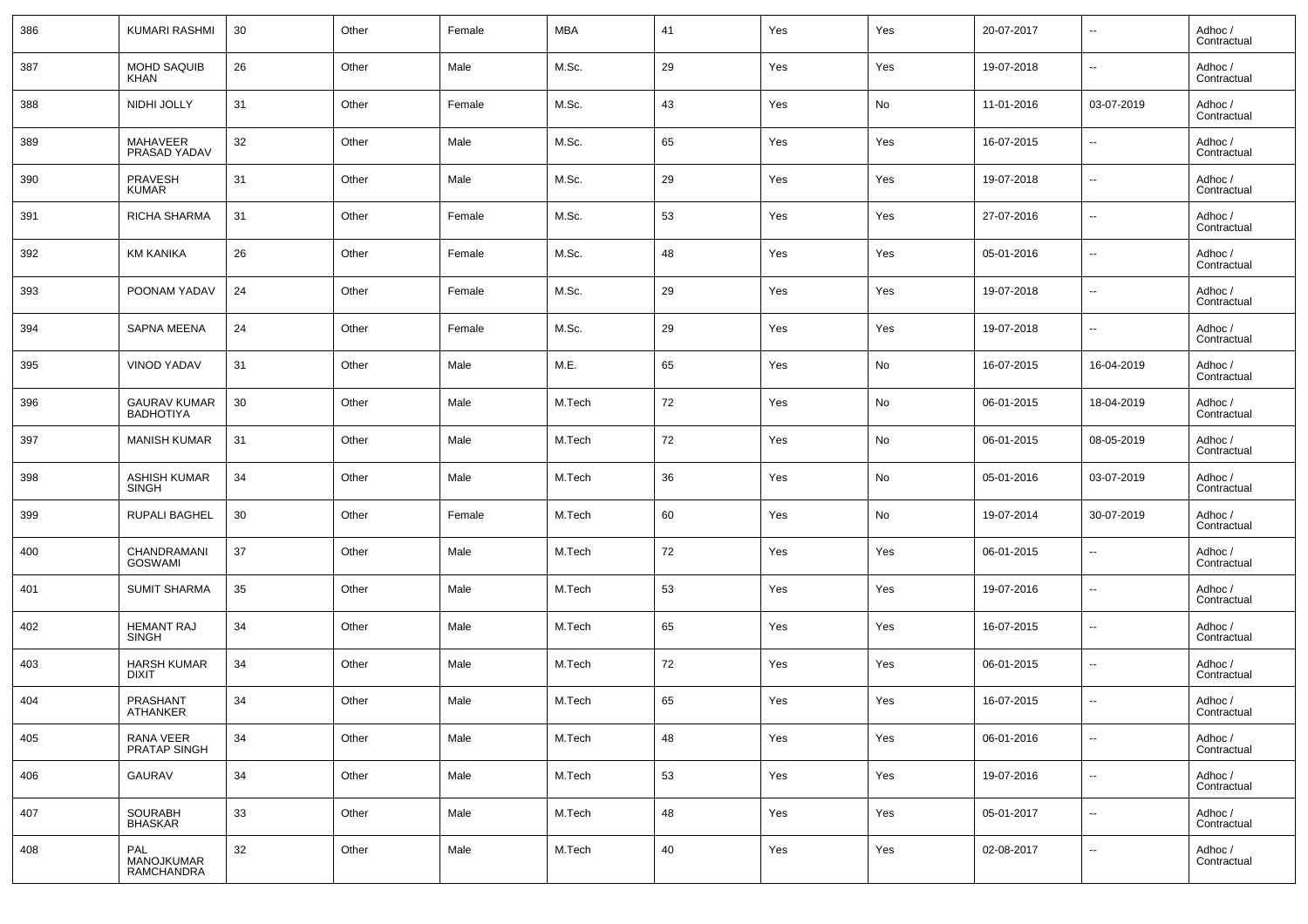| | | | | | | | | | | | |
|---|---|---|---|---|---|---|---|---|---|---|---|
| 386 | KUMARI RASHMI | 30 | Other | Female | MBA | 41 | Yes | Yes | 20-07-2017 | -- | Adhoc / Contractual |
| 387 | MOHD SAQUIB KHAN | 26 | Other | Male | M.Sc. | 29 | Yes | Yes | 19-07-2018 | -- | Adhoc / Contractual |
| 388 | NIDHI JOLLY | 31 | Other | Female | M.Sc. | 43 | Yes | No | 11-01-2016 | 03-07-2019 | Adhoc / Contractual |
| 389 | MAHAVEER PRASAD YADAV | 32 | Other | Male | M.Sc. | 65 | Yes | Yes | 16-07-2015 | -- | Adhoc / Contractual |
| 390 | PRAVESH KUMAR | 31 | Other | Male | M.Sc. | 29 | Yes | Yes | 19-07-2018 | -- | Adhoc / Contractual |
| 391 | RICHA SHARMA | 31 | Other | Female | M.Sc. | 53 | Yes | Yes | 27-07-2016 | -- | Adhoc / Contractual |
| 392 | KM KANIKA | 26 | Other | Female | M.Sc. | 48 | Yes | Yes | 05-01-2016 | -- | Adhoc / Contractual |
| 393 | POONAM YADAV | 24 | Other | Female | M.Sc. | 29 | Yes | Yes | 19-07-2018 | -- | Adhoc / Contractual |
| 394 | SAPNA MEENA | 24 | Other | Female | M.Sc. | 29 | Yes | Yes | 19-07-2018 | -- | Adhoc / Contractual |
| 395 | VINOD YADAV | 31 | Other | Male | M.E. | 65 | Yes | No | 16-07-2015 | 16-04-2019 | Adhoc / Contractual |
| 396 | GAURAV KUMAR BADHOTIYA | 30 | Other | Male | M.Tech | 72 | Yes | No | 06-01-2015 | 18-04-2019 | Adhoc / Contractual |
| 397 | MANISH KUMAR | 31 | Other | Male | M.Tech | 72 | Yes | No | 06-01-2015 | 08-05-2019 | Adhoc / Contractual |
| 398 | ASHISH KUMAR SINGH | 34 | Other | Male | M.Tech | 36 | Yes | No | 05-01-2016 | 03-07-2019 | Adhoc / Contractual |
| 399 | RUPALI BAGHEL | 30 | Other | Female | M.Tech | 60 | Yes | No | 19-07-2014 | 30-07-2019 | Adhoc / Contractual |
| 400 | CHANDRAMANI GOSWAMI | 37 | Other | Male | M.Tech | 72 | Yes | Yes | 06-01-2015 | -- | Adhoc / Contractual |
| 401 | SUMIT SHARMA | 35 | Other | Male | M.Tech | 53 | Yes | Yes | 19-07-2016 | -- | Adhoc / Contractual |
| 402 | HEMANT RAJ SINGH | 34 | Other | Male | M.Tech | 65 | Yes | Yes | 16-07-2015 | -- | Adhoc / Contractual |
| 403 | HARSH KUMAR DIXIT | 34 | Other | Male | M.Tech | 72 | Yes | Yes | 06-01-2015 | -- | Adhoc / Contractual |
| 404 | PRASHANT ATHANKER | 34 | Other | Male | M.Tech | 65 | Yes | Yes | 16-07-2015 | -- | Adhoc / Contractual |
| 405 | RANA VEER PRATAP SINGH | 34 | Other | Male | M.Tech | 48 | Yes | Yes | 06-01-2016 | -- | Adhoc / Contractual |
| 406 | GAURAV | 34 | Other | Male | M.Tech | 53 | Yes | Yes | 19-07-2016 | -- | Adhoc / Contractual |
| 407 | SOURABH BHASKAR | 33 | Other | Male | M.Tech | 48 | Yes | Yes | 05-01-2017 | -- | Adhoc / Contractual |
| 408 | PAL MANOJKUMAR RAMCHANDRA | 32 | Other | Male | M.Tech | 40 | Yes | Yes | 02-08-2017 | -- | Adhoc / Contractual |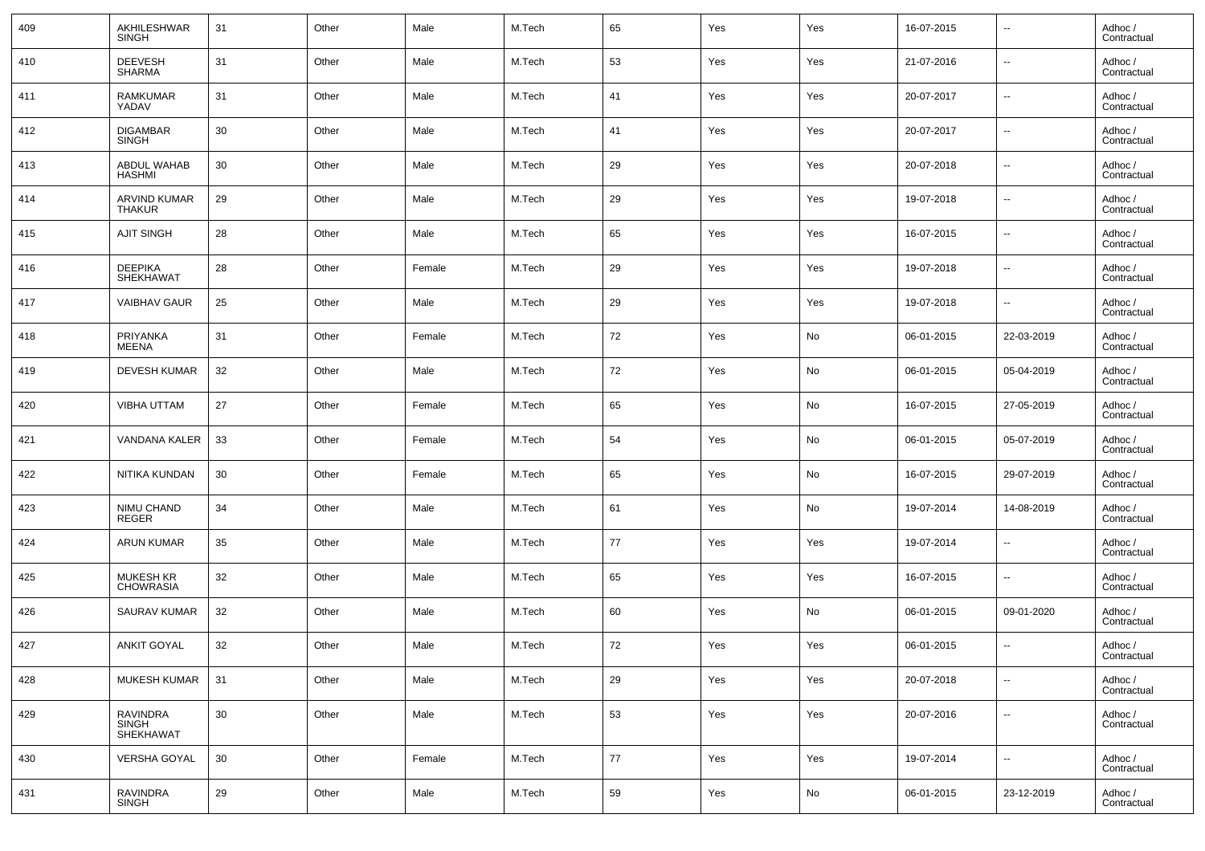| | | | | | | | | | | | |
|---|---|---|---|---|---|---|---|---|---|---|---|
| 409 | AKHILESHWAR SINGH | 31 | Other | Male | M.Tech | 65 | Yes | Yes | 16-07-2015 | -- | Adhoc / Contractual |
| 410 | DEEVESH SHARMA | 31 | Other | Male | M.Tech | 53 | Yes | Yes | 21-07-2016 | -- | Adhoc / Contractual |
| 411 | RAMKUMAR YADAV | 31 | Other | Male | M.Tech | 41 | Yes | Yes | 20-07-2017 | -- | Adhoc / Contractual |
| 412 | DIGAMBAR SINGH | 30 | Other | Male | M.Tech | 41 | Yes | Yes | 20-07-2017 | -- | Adhoc / Contractual |
| 413 | ABDUL WAHAB HASHMI | 30 | Other | Male | M.Tech | 29 | Yes | Yes | 20-07-2018 | -- | Adhoc / Contractual |
| 414 | ARVIND KUMAR THAKUR | 29 | Other | Male | M.Tech | 29 | Yes | Yes | 19-07-2018 | -- | Adhoc / Contractual |
| 415 | AJIT SINGH | 28 | Other | Male | M.Tech | 65 | Yes | Yes | 16-07-2015 | -- | Adhoc / Contractual |
| 416 | DEEPIKA SHEKHAWAT | 28 | Other | Female | M.Tech | 29 | Yes | Yes | 19-07-2018 | -- | Adhoc / Contractual |
| 417 | VAIBHAV GAUR | 25 | Other | Male | M.Tech | 29 | Yes | Yes | 19-07-2018 | -- | Adhoc / Contractual |
| 418 | PRIYANKA MEENA | 31 | Other | Female | M.Tech | 72 | Yes | No | 06-01-2015 | 22-03-2019 | Adhoc / Contractual |
| 419 | DEVESH KUMAR | 32 | Other | Male | M.Tech | 72 | Yes | No | 06-01-2015 | 05-04-2019 | Adhoc / Contractual |
| 420 | VIBHA UTTAM | 27 | Other | Female | M.Tech | 65 | Yes | No | 16-07-2015 | 27-05-2019 | Adhoc / Contractual |
| 421 | VANDANA KALER | 33 | Other | Female | M.Tech | 54 | Yes | No | 06-01-2015 | 05-07-2019 | Adhoc / Contractual |
| 422 | NITIKA KUNDAN | 30 | Other | Female | M.Tech | 65 | Yes | No | 16-07-2015 | 29-07-2019 | Adhoc / Contractual |
| 423 | NIMU CHAND REGER | 34 | Other | Male | M.Tech | 61 | Yes | No | 19-07-2014 | 14-08-2019 | Adhoc / Contractual |
| 424 | ARUN KUMAR | 35 | Other | Male | M.Tech | 77 | Yes | Yes | 19-07-2014 | -- | Adhoc / Contractual |
| 425 | MUKESH KR CHOWRASIA | 32 | Other | Male | M.Tech | 65 | Yes | Yes | 16-07-2015 | -- | Adhoc / Contractual |
| 426 | SAURAV KUMAR | 32 | Other | Male | M.Tech | 60 | Yes | No | 06-01-2015 | 09-01-2020 | Adhoc / Contractual |
| 427 | ANKIT GOYAL | 32 | Other | Male | M.Tech | 72 | Yes | Yes | 06-01-2015 | -- | Adhoc / Contractual |
| 428 | MUKESH KUMAR | 31 | Other | Male | M.Tech | 29 | Yes | Yes | 20-07-2018 | -- | Adhoc / Contractual |
| 429 | RAVINDRA SINGH SHEKHAWAT | 30 | Other | Male | M.Tech | 53 | Yes | Yes | 20-07-2016 | -- | Adhoc / Contractual |
| 430 | VERSHA GOYAL | 30 | Other | Female | M.Tech | 77 | Yes | Yes | 19-07-2014 | -- | Adhoc / Contractual |
| 431 | RAVINDRA SINGH | 29 | Other | Male | M.Tech | 59 | Yes | No | 06-01-2015 | 23-12-2019 | Adhoc / Contractual |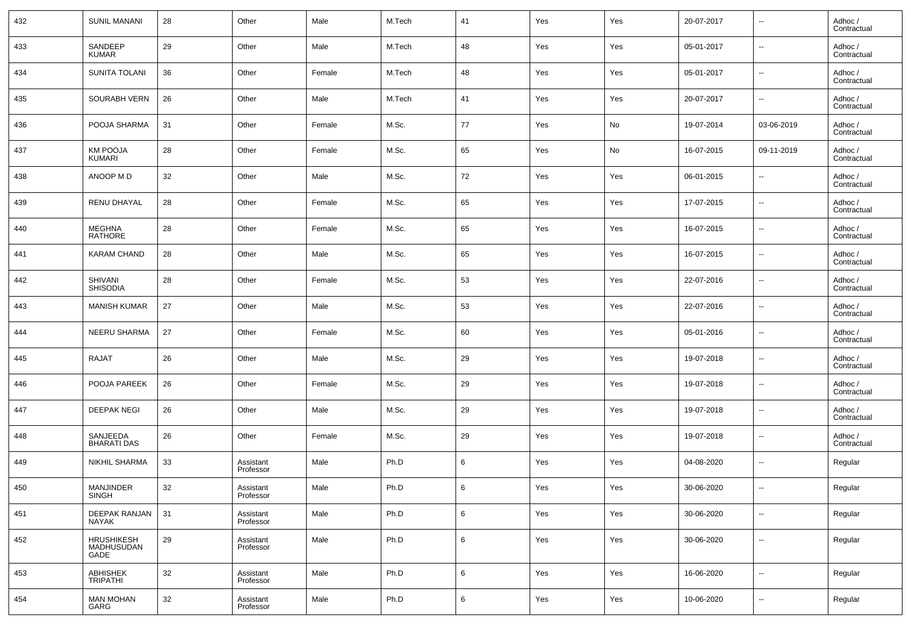| | | | | | | | | | | | |
|---|---|---|---|---|---|---|---|---|---|---|---|
| 432 | SUNIL MANANI | 28 | Other | Male | M.Tech | 41 | Yes | Yes | 20-07-2017 | -- | Adhoc / Contractual |
| 433 | SANDEEP KUMAR | 29 | Other | Male | M.Tech | 48 | Yes | Yes | 05-01-2017 | -- | Adhoc / Contractual |
| 434 | SUNITA TOLANI | 36 | Other | Female | M.Tech | 48 | Yes | Yes | 05-01-2017 | -- | Adhoc / Contractual |
| 435 | SOURABH VERN | 26 | Other | Male | M.Tech | 41 | Yes | Yes | 20-07-2017 | -- | Adhoc / Contractual |
| 436 | POOJA SHARMA | 31 | Other | Female | M.Sc. | 77 | Yes | No | 19-07-2014 | 03-06-2019 | Adhoc / Contractual |
| 437 | KM POOJA KUMARI | 28 | Other | Female | M.Sc. | 65 | Yes | No | 16-07-2015 | 09-11-2019 | Adhoc / Contractual |
| 438 | ANOOP M D | 32 | Other | Male | M.Sc. | 72 | Yes | Yes | 06-01-2015 | -- | Adhoc / Contractual |
| 439 | RENU DHAYAL | 28 | Other | Female | M.Sc. | 65 | Yes | Yes | 17-07-2015 | -- | Adhoc / Contractual |
| 440 | MEGHNA RATHORE | 28 | Other | Female | M.Sc. | 65 | Yes | Yes | 16-07-2015 | -- | Adhoc / Contractual |
| 441 | KARAM CHAND | 28 | Other | Male | M.Sc. | 65 | Yes | Yes | 16-07-2015 | -- | Adhoc / Contractual |
| 442 | SHIVANI SHISODIA | 28 | Other | Female | M.Sc. | 53 | Yes | Yes | 22-07-2016 | -- | Adhoc / Contractual |
| 443 | MANISH KUMAR | 27 | Other | Male | M.Sc. | 53 | Yes | Yes | 22-07-2016 | -- | Adhoc / Contractual |
| 444 | NEERU SHARMA | 27 | Other | Female | M.Sc. | 60 | Yes | Yes | 05-01-2016 | -- | Adhoc / Contractual |
| 445 | RAJAT | 26 | Other | Male | M.Sc. | 29 | Yes | Yes | 19-07-2018 | -- | Adhoc / Contractual |
| 446 | POOJA PAREEK | 26 | Other | Female | M.Sc. | 29 | Yes | Yes | 19-07-2018 | -- | Adhoc / Contractual |
| 447 | DEEPAK NEGI | 26 | Other | Male | M.Sc. | 29 | Yes | Yes | 19-07-2018 | -- | Adhoc / Contractual |
| 448 | SANJEEDA BHARATI DAS | 26 | Other | Female | M.Sc. | 29 | Yes | Yes | 19-07-2018 | -- | Adhoc / Contractual |
| 449 | NIKHIL SHARMA | 33 | Assistant Professor | Male | Ph.D | 6 | Yes | Yes | 04-08-2020 | -- | Regular |
| 450 | MANJINDER SINGH | 32 | Assistant Professor | Male | Ph.D | 6 | Yes | Yes | 30-06-2020 | -- | Regular |
| 451 | DEEPAK RANJAN NAYAK | 31 | Assistant Professor | Male | Ph.D | 6 | Yes | Yes | 30-06-2020 | -- | Regular |
| 452 | HRUSHIKESH MADHUSUDAN GADE | 29 | Assistant Professor | Male | Ph.D | 6 | Yes | Yes | 30-06-2020 | -- | Regular |
| 453 | ABHISHEK TRIPATHI | 32 | Assistant Professor | Male | Ph.D | 6 | Yes | Yes | 16-06-2020 | -- | Regular |
| 454 | MAN MOHAN GARG | 32 | Assistant Professor | Male | Ph.D | 6 | Yes | Yes | 10-06-2020 | -- | Regular |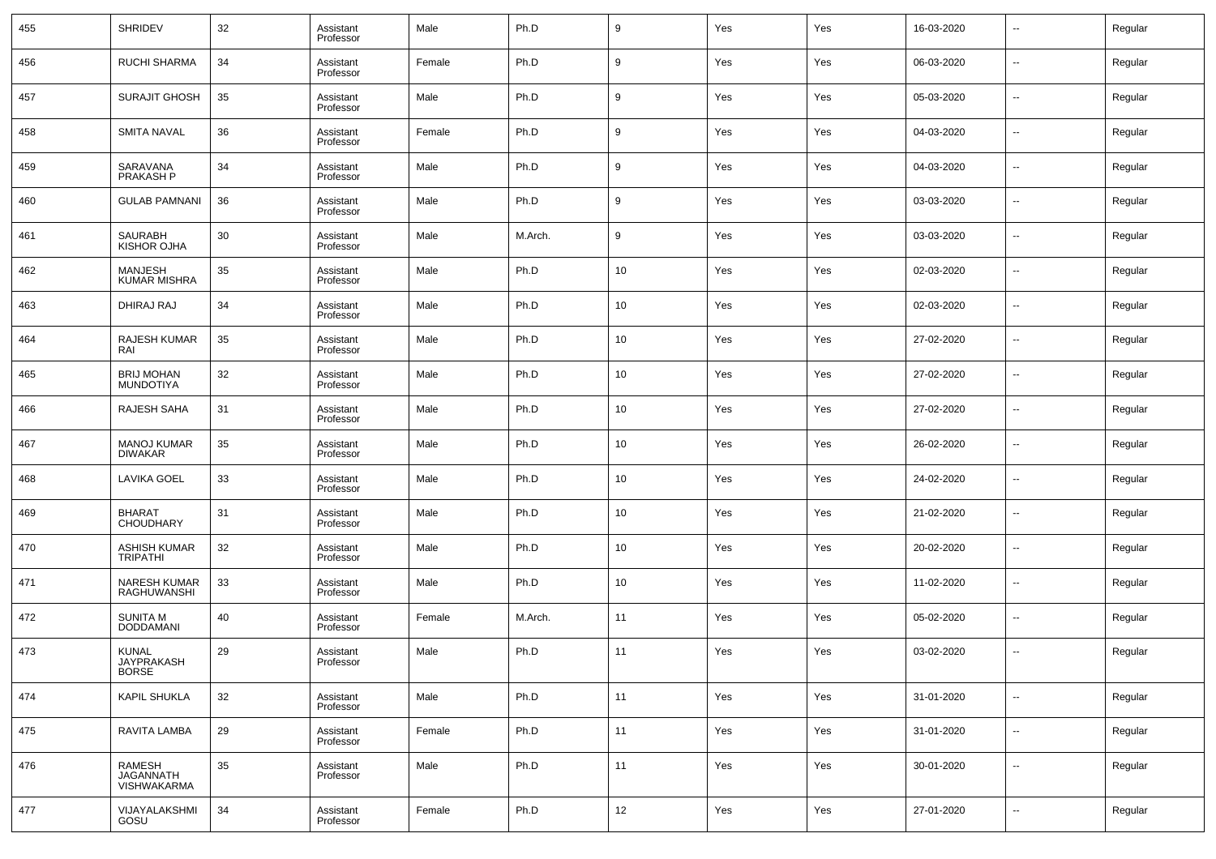| 455 | SHRIDEV | 32 | Assistant Professor | Male | Ph.D | 9 | Yes | Yes | 16-03-2020 | -- | Regular |
|---|---|---|---|---|---|---|---|---|---|---|---|
| 456 | RUCHI SHARMA | 34 | Assistant Professor | Female | Ph.D | 9 | Yes | Yes | 06-03-2020 | -- | Regular |
| 457 | SURAJIT GHOSH | 35 | Assistant Professor | Male | Ph.D | 9 | Yes | Yes | 05-03-2020 | -- | Regular |
| 458 | SMITA NAVAL | 36 | Assistant Professor | Female | Ph.D | 9 | Yes | Yes | 04-03-2020 | -- | Regular |
| 459 | SARAVANA PRAKASH P | 34 | Assistant Professor | Male | Ph.D | 9 | Yes | Yes | 04-03-2020 | -- | Regular |
| 460 | GULAB PAMNANI | 36 | Assistant Professor | Male | Ph.D | 9 | Yes | Yes | 03-03-2020 | -- | Regular |
| 461 | SAURABH KISHOR OJHA | 30 | Assistant Professor | Male | M.Arch. | 9 | Yes | Yes | 03-03-2020 | -- | Regular |
| 462 | MANJESH KUMAR MISHRA | 35 | Assistant Professor | Male | Ph.D | 10 | Yes | Yes | 02-03-2020 | -- | Regular |
| 463 | DHIRAJ RAJ | 34 | Assistant Professor | Male | Ph.D | 10 | Yes | Yes | 02-03-2020 | -- | Regular |
| 464 | RAJESH KUMAR RAI | 35 | Assistant Professor | Male | Ph.D | 10 | Yes | Yes | 27-02-2020 | -- | Regular |
| 465 | BRIJ MOHAN MUNDOTIYA | 32 | Assistant Professor | Male | Ph.D | 10 | Yes | Yes | 27-02-2020 | -- | Regular |
| 466 | RAJESH SAHA | 31 | Assistant Professor | Male | Ph.D | 10 | Yes | Yes | 27-02-2020 | -- | Regular |
| 467 | MANOJ KUMAR DIWAKAR | 35 | Assistant Professor | Male | Ph.D | 10 | Yes | Yes | 26-02-2020 | -- | Regular |
| 468 | LAVIKA GOEL | 33 | Assistant Professor | Male | Ph.D | 10 | Yes | Yes | 24-02-2020 | -- | Regular |
| 469 | BHARAT CHOUDHARY | 31 | Assistant Professor | Male | Ph.D | 10 | Yes | Yes | 21-02-2020 | -- | Regular |
| 470 | ASHISH KUMAR TRIPATHI | 32 | Assistant Professor | Male | Ph.D | 10 | Yes | Yes | 20-02-2020 | -- | Regular |
| 471 | NARESH KUMAR RAGHUWANSHI | 33 | Assistant Professor | Male | Ph.D | 10 | Yes | Yes | 11-02-2020 | -- | Regular |
| 472 | SUNITA M DODDAMANI | 40 | Assistant Professor | Female | M.Arch. | 11 | Yes | Yes | 05-02-2020 | -- | Regular |
| 473 | KUNAL JAYPRAKASH BORSE | 29 | Assistant Professor | Male | Ph.D | 11 | Yes | Yes | 03-02-2020 | -- | Regular |
| 474 | KAPIL SHUKLA | 32 | Assistant Professor | Male | Ph.D | 11 | Yes | Yes | 31-01-2020 | -- | Regular |
| 475 | RAVITA LAMBA | 29 | Assistant Professor | Female | Ph.D | 11 | Yes | Yes | 31-01-2020 | -- | Regular |
| 476 | RAMESH JAGANNATH VISHWAKARMA | 35 | Assistant Professor | Male | Ph.D | 11 | Yes | Yes | 30-01-2020 | -- | Regular |
| 477 | VIJAYALAKSHMI GOSU | 34 | Assistant Professor | Female | Ph.D | 12 | Yes | Yes | 27-01-2020 | -- | Regular |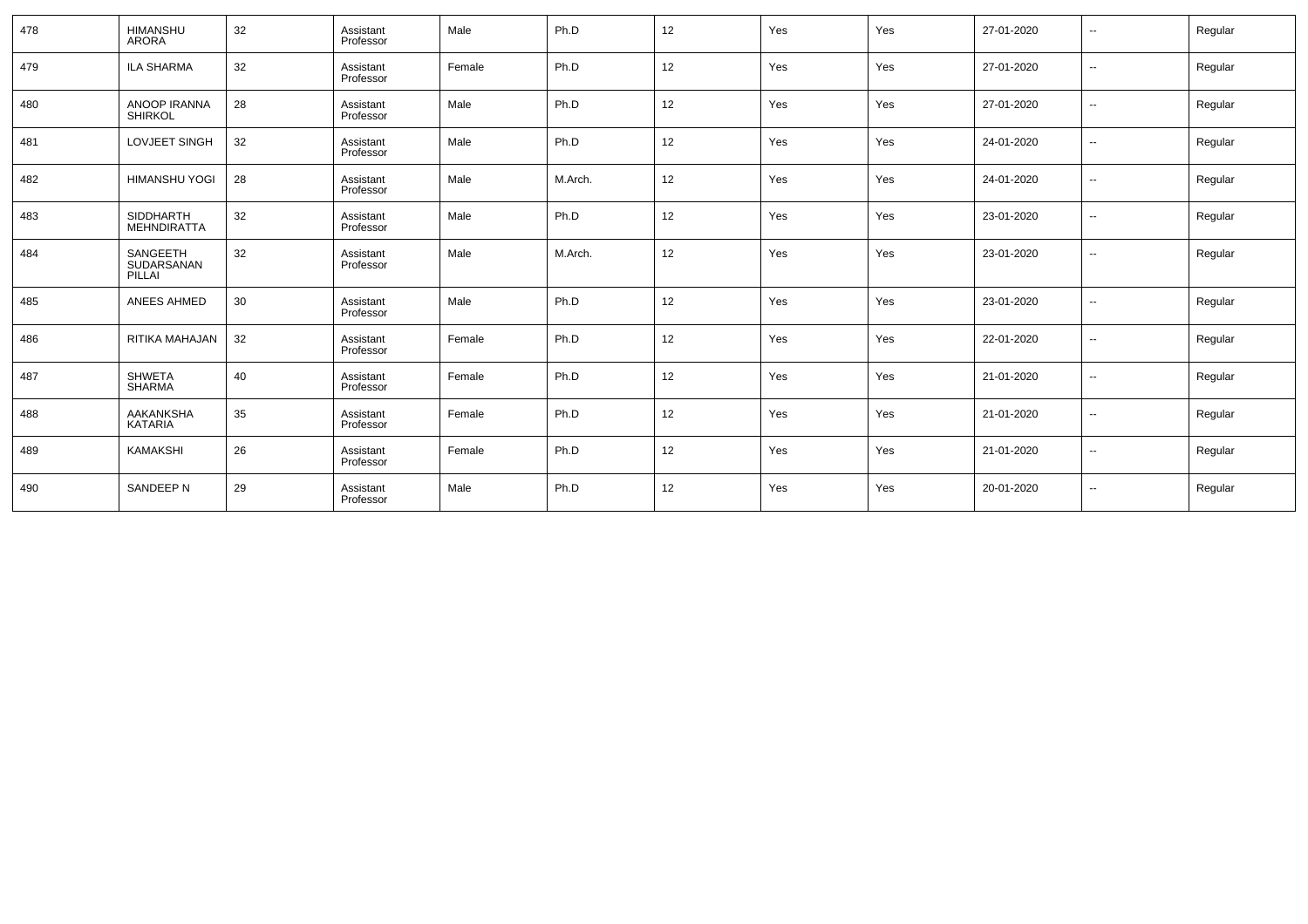| | | | | | | | | | | | |
|---|---|---|---|---|---|---|---|---|---|---|---|
| 478 | HIMANSHU ARORA | 32 | Assistant Professor | Male | Ph.D | 12 | Yes | Yes | 27-01-2020 | -- | Regular |
| 479 | ILA SHARMA | 32 | Assistant Professor | Female | Ph.D | 12 | Yes | Yes | 27-01-2020 | -- | Regular |
| 480 | ANOOP IRANNA SHIRKOL | 28 | Assistant Professor | Male | Ph.D | 12 | Yes | Yes | 27-01-2020 | -- | Regular |
| 481 | LOVJEET SINGH | 32 | Assistant Professor | Male | Ph.D | 12 | Yes | Yes | 24-01-2020 | -- | Regular |
| 482 | HIMANSHU YOGI | 28 | Assistant Professor | Male | M.Arch. | 12 | Yes | Yes | 24-01-2020 | -- | Regular |
| 483 | SIDDHARTH MEHNDIRATTA | 32 | Assistant Professor | Male | Ph.D | 12 | Yes | Yes | 23-01-2020 | -- | Regular |
| 484 | SANGEETH SUDARSANAN PILLAI | 32 | Assistant Professor | Male | M.Arch. | 12 | Yes | Yes | 23-01-2020 | -- | Regular |
| 485 | ANEES AHMED | 30 | Assistant Professor | Male | Ph.D | 12 | Yes | Yes | 23-01-2020 | -- | Regular |
| 486 | RITIKA MAHAJAN | 32 | Assistant Professor | Female | Ph.D | 12 | Yes | Yes | 22-01-2020 | -- | Regular |
| 487 | SHWETA SHARMA | 40 | Assistant Professor | Female | Ph.D | 12 | Yes | Yes | 21-01-2020 | -- | Regular |
| 488 | AAKANKSHA KATARIA | 35 | Assistant Professor | Female | Ph.D | 12 | Yes | Yes | 21-01-2020 | -- | Regular |
| 489 | KAMAKSHI | 26 | Assistant Professor | Female | Ph.D | 12 | Yes | Yes | 21-01-2020 | -- | Regular |
| 490 | SANDEEP N | 29 | Assistant Professor | Male | Ph.D | 12 | Yes | Yes | 20-01-2020 | -- | Regular |